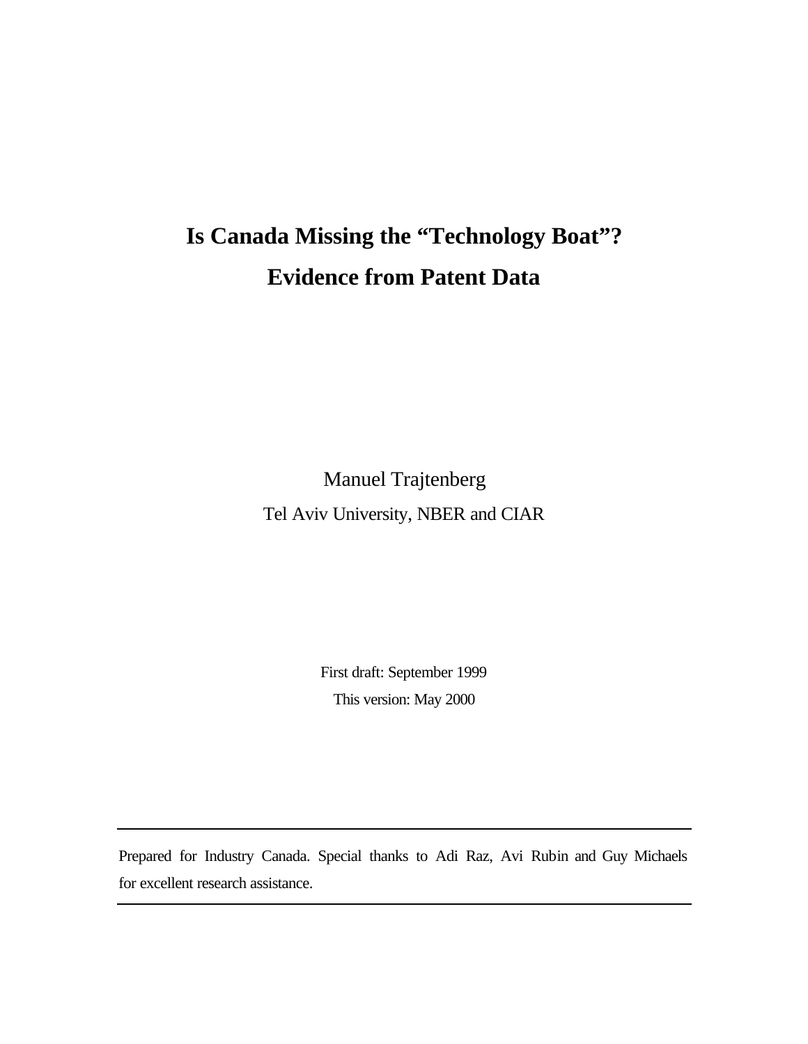# Is Canada Missing the "Technology Boat"? Evidence from Patent Data

Manuel Trajtenberg

Tel Aviv University, NBER and CIAR

First draft: September 1999

This version: May 2000

---

Prepared for Industry Canada. Special thanks to Adi Raz, Avi Rubin and Guy Michaels for excellent research assistance.

---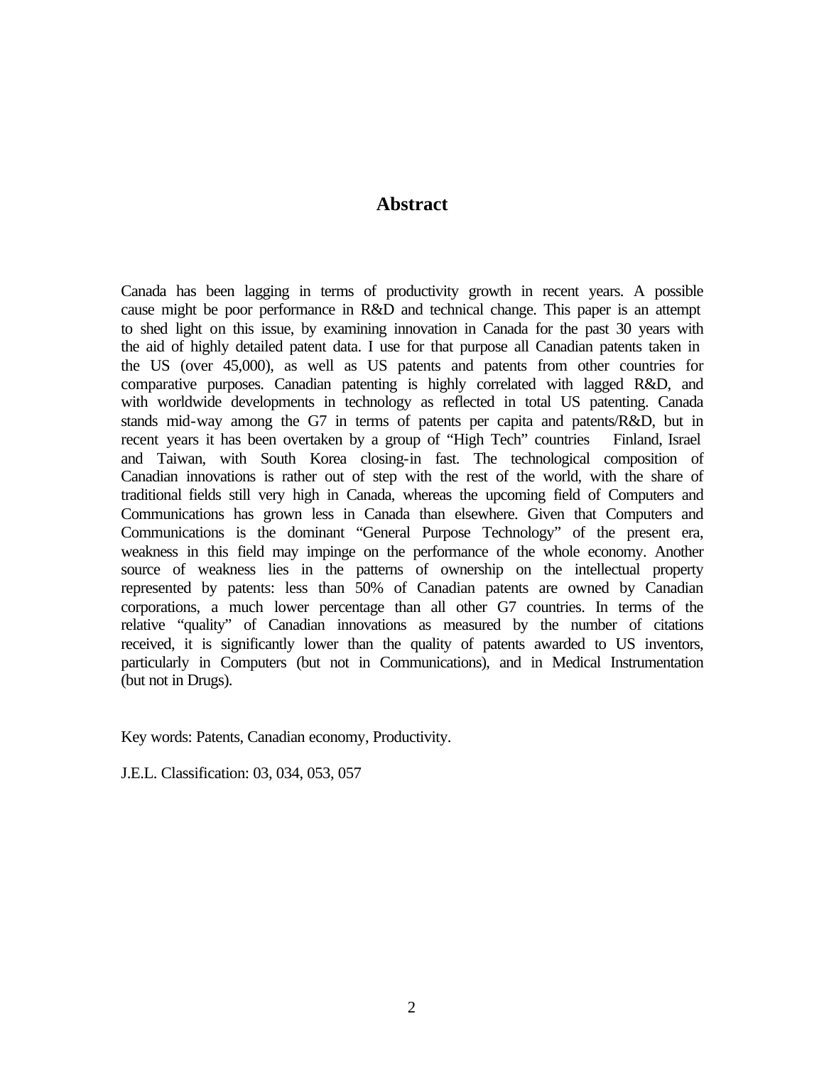## Abstract

Canada has been lagging in terms of productivity growth in recent years. A possible cause might be poor performance in R&D and technical change. This paper is an attempt to shed light on this issue, by examining innovation in Canada for the past 30 years with the aid of highly detailed patent data. I use for that purpose all Canadian patents taken in the US (over 45,000), as well as US patents and patents from other countries for comparative purposes. Canadian patenting is highly correlated with lagged R&D, and with worldwide developments in technology as reflected in total US patenting. Canada stands mid-way among the G7 in terms of patents per capita and patents/R&D, but in recent years it has been overtaken by a group of "High Tech" countries   Finland, Israel and Taiwan, with South Korea closing-in fast. The technological composition of Canadian innovations is rather out of step with the rest of the world, with the share of traditional fields still very high in Canada, whereas the upcoming field of Computers and Communications has grown less in Canada than elsewhere. Given that Computers and Communications is the dominant "General Purpose Technology" of the present era, weakness in this field may impinge on the performance of the whole economy. Another source of weakness lies in the patterns of ownership on the intellectual property represented by patents: less than 50% of Canadian patents are owned by Canadian corporations, a much lower percentage than all other G7 countries. In terms of the relative "quality" of Canadian innovations as measured by the number of citations received, it is significantly lower than the quality of patents awarded to US inventors, particularly in Computers (but not in Communications), and in Medical Instrumentation (but not in Drugs).

Key words: Patents, Canadian economy, Productivity.

J.E.L. Classification: 03, 034, 053, 057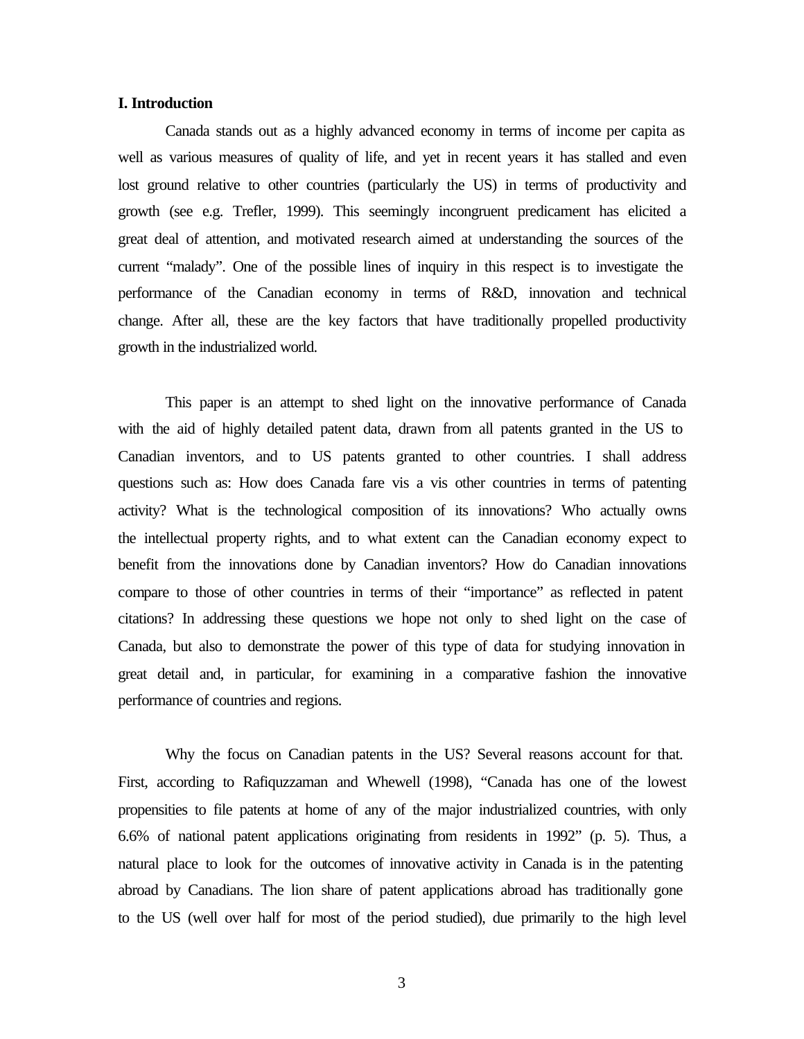## I. Introduction

Canada stands out as a highly advanced economy in terms of income per capita as well as various measures of quality of life, and yet in recent years it has stalled and even lost ground relative to other countries (particularly the US) in terms of productivity and growth (see e.g. Trefler, 1999). This seemingly incongruent predicament has elicited a great deal of attention, and motivated research aimed at understanding the sources of the current "malady". One of the possible lines of inquiry in this respect is to investigate the performance of the Canadian economy in terms of R&D, innovation and technical change. After all, these are the key factors that have traditionally propelled productivity growth in the industrialized world.

This paper is an attempt to shed light on the innovative performance of Canada with the aid of highly detailed patent data, drawn from all patents granted in the US to Canadian inventors, and to US patents granted to other countries. I shall address questions such as: How does Canada fare vis a vis other countries in terms of patenting activity? What is the technological composition of its innovations? Who actually owns the intellectual property rights, and to what extent can the Canadian economy expect to benefit from the innovations done by Canadian inventors? How do Canadian innovations compare to those of other countries in terms of their "importance" as reflected in patent citations? In addressing these questions we hope not only to shed light on the case of Canada, but also to demonstrate the power of this type of data for studying innovation in great detail and, in particular, for examining in a comparative fashion the innovative performance of countries and regions.

Why the focus on Canadian patents in the US? Several reasons account for that. First, according to Rafiquzzaman and Whewell (1998), "Canada has one of the lowest propensities to file patents at home of any of the major industrialized countries, with only 6.6% of national patent applications originating from residents in 1992" (p. 5). Thus, a natural place to look for the outcomes of innovative activity in Canada is in the patenting abroad by Canadians. The lion share of patent applications abroad has traditionally gone to the US (well over half for most of the period studied), due primarily to the high level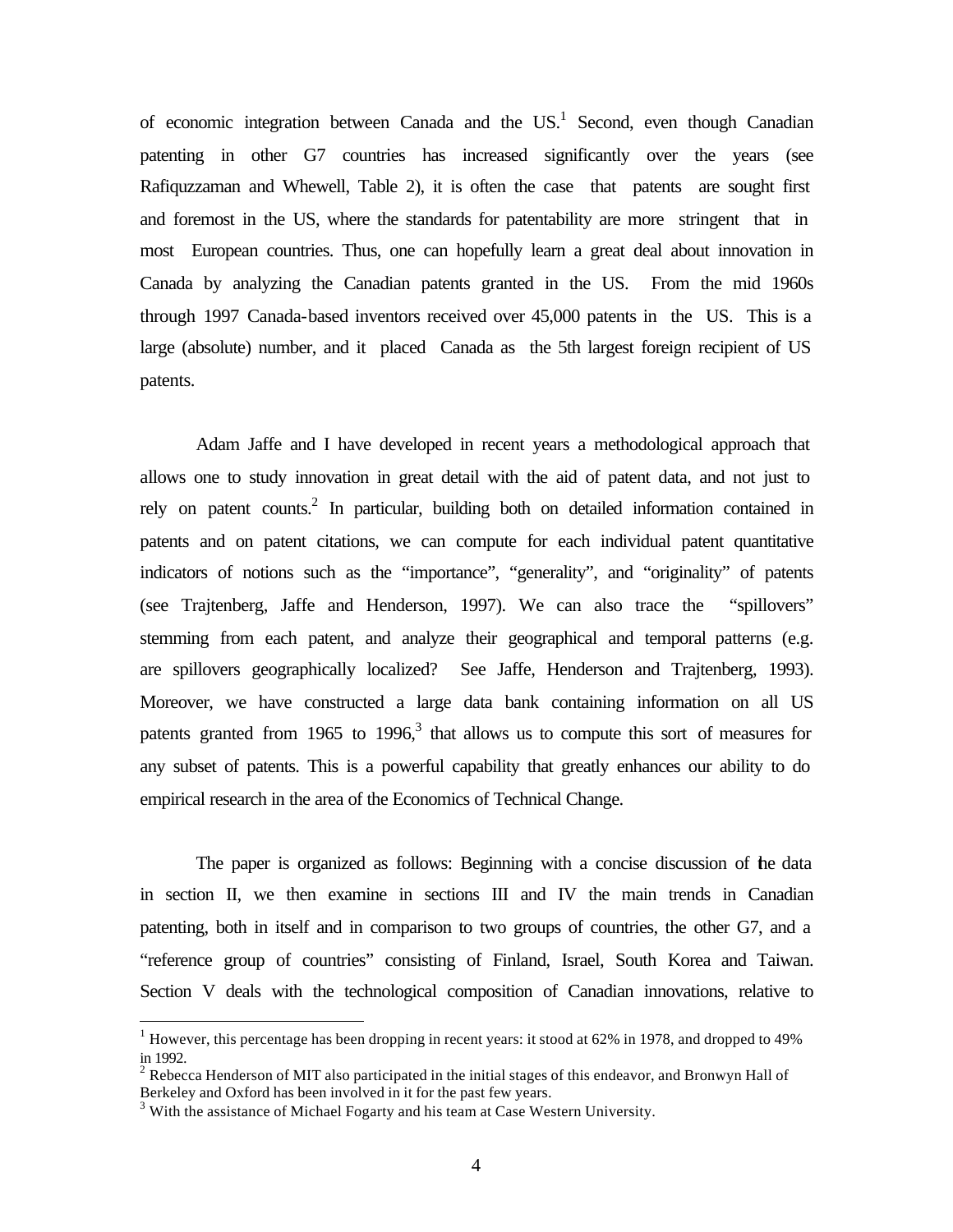of economic integration between Canada and the US.[1] Second, even though Canadian patenting in other G7 countries has increased significantly over the years (see Rafiquzzaman and Whewell, Table 2), it is often the case that patents are sought first and foremost in the US, where the standards for patentability are more stringent that in most European countries. Thus, one can hopefully learn a great deal about innovation in Canada by analyzing the Canadian patents granted in the US. From the mid 1960s through 1997 Canada-based inventors received over 45,000 patents in the US. This is a large (absolute) number, and it placed Canada as the 5th largest foreign recipient of US patents.

Adam Jaffe and I have developed in recent years a methodological approach that allows one to study innovation in great detail with the aid of patent data, and not just to rely on patent counts.[2] In particular, building both on detailed information contained in patents and on patent citations, we can compute for each individual patent quantitative indicators of notions such as the "importance", "generality", and "originality" of patents (see Trajtenberg, Jaffe and Henderson, 1997). We can also trace the "spillovers" stemming from each patent, and analyze their geographical and temporal patterns (e.g. are spillovers geographically localized? See Jaffe, Henderson and Trajtenberg, 1993). Moreover, we have constructed a large data bank containing information on all US patents granted from 1965 to 1996,[3] that allows us to compute this sort of measures for any subset of patents. This is a powerful capability that greatly enhances our ability to do empirical research in the area of the Economics of Technical Change.

The paper is organized as follows: Beginning with a concise discussion of the data in section II, we then examine in sections III and IV the main trends in Canadian patenting, both in itself and in comparison to two groups of countries, the other G7, and a "reference group of countries" consisting of Finland, Israel, South Korea and Taiwan. Section V deals with the technological composition of Canadian innovations, relative to

---

[1] However, this percentage has been dropping in recent years: it stood at 62% in 1978, and dropped to 49% in 1992.

[2] Rebecca Henderson of MIT also participated in the initial stages of this endeavor, and Bronwyn Hall of Berkeley and Oxford has been involved in it for the past few years.

[3] With the assistance of Michael Fogarty and his team at Case Western University.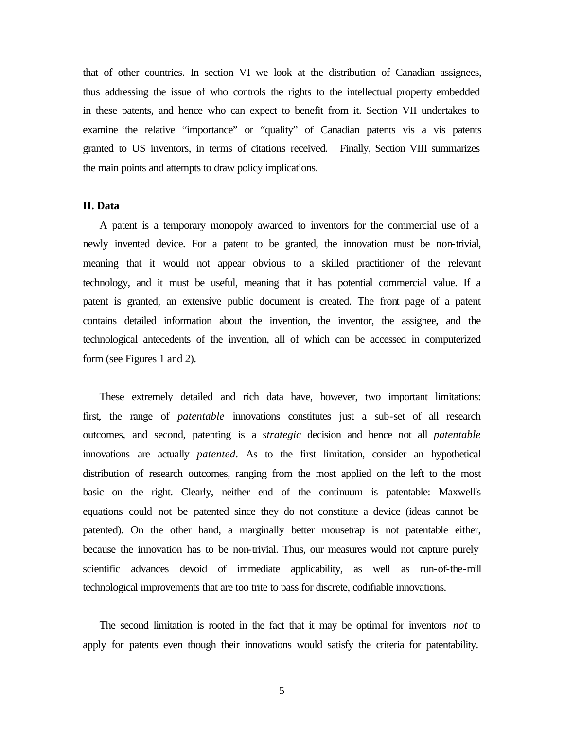that of other countries. In section VI we look at the distribution of Canadian assignees, thus addressing the issue of who controls the rights to the intellectual property embedded in these patents, and hence who can expect to benefit from it. Section VII undertakes to examine the relative "importance" or "quality" of Canadian patents vis a vis patents granted to US inventors, in terms of citations received. Finally, Section VIII summarizes the main points and attempts to draw policy implications.

## II. Data

A patent is a temporary monopoly awarded to inventors for the commercial use of a newly invented device. For a patent to be granted, the innovation must be non-trivial, meaning that it would not appear obvious to a skilled practitioner of the relevant technology, and it must be useful, meaning that it has potential commercial value. If a patent is granted, an extensive public document is created. The front page of a patent contains detailed information about the invention, the inventor, the assignee, and the technological antecedents of the invention, all of which can be accessed in computerized form (see Figures 1 and 2).

These extremely detailed and rich data have, however, two important limitations: first, the range of *patentable* innovations constitutes just a sub-set of all research outcomes, and second, patenting is a *strategic* decision and hence not all *patentable* innovations are actually *patented*. As to the first limitation, consider an hypothetical distribution of research outcomes, ranging from the most applied on the left to the most basic on the right. Clearly, neither end of the continuum is patentable: Maxwell's equations could not be patented since they do not constitute a device (ideas cannot be patented). On the other hand, a marginally better mousetrap is not patentable either, because the innovation has to be non-trivial. Thus, our measures would not capture purely scientific advances devoid of immediate applicability, as well as run-of-the-mill technological improvements that are too trite to pass for discrete, codifiable innovations.

The second limitation is rooted in the fact that it may be optimal for inventors *not* to apply for patents even though their innovations would satisfy the criteria for patentability.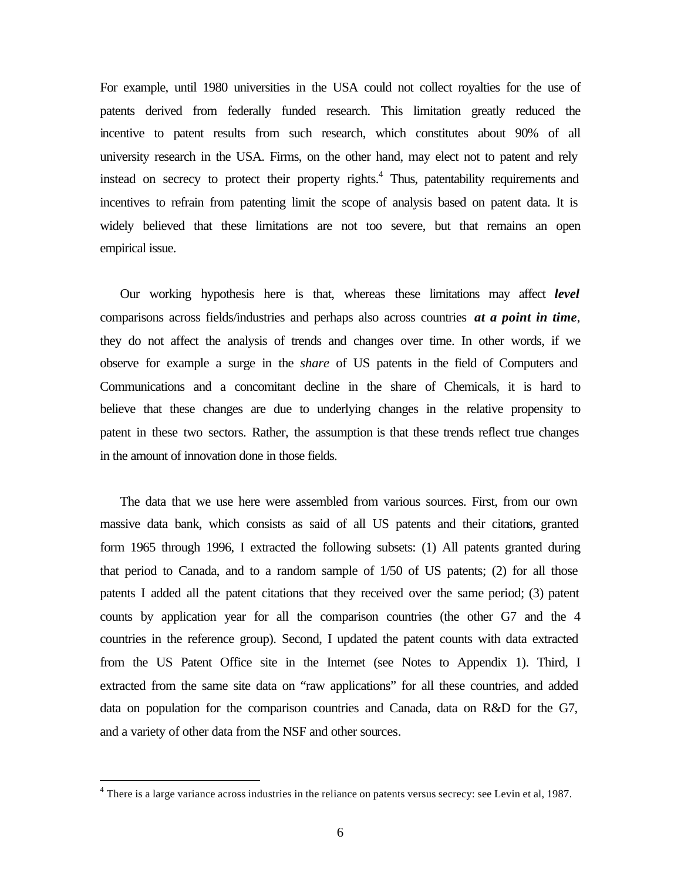For example, until 1980 universities in the USA could not collect royalties for the use of patents derived from federally funded research. This limitation greatly reduced the incentive to patent results from such research, which constitutes about 90% of all university research in the USA. Firms, on the other hand, may elect not to patent and rely instead on secrecy to protect their property rights.[4] Thus, patentability requirements and incentives to refrain from patenting limit the scope of analysis based on patent data. It is widely believed that these limitations are not too severe, but that remains an open empirical issue.

Our working hypothesis here is that, whereas these limitations may affect ***level*** comparisons across fields/industries and perhaps also across countries ***at a point in time***, they do not affect the analysis of trends and changes over time. In other words, if we observe for example a surge in the *share* of US patents in the field of Computers and Communications and a concomitant decline in the share of Chemicals, it is hard to believe that these changes are due to underlying changes in the relative propensity to patent in these two sectors. Rather, the assumption is that these trends reflect true changes in the amount of innovation done in those fields.

The data that we use here were assembled from various sources. First, from our own massive data bank, which consists as said of all US patents and their citations, granted form 1965 through 1996, I extracted the following subsets: (1) All patents granted during that period to Canada, and to a random sample of 1/50 of US patents; (2) for all those patents I added all the patent citations that they received over the same period; (3) patent counts by application year for all the comparison countries (the other G7 and the 4 countries in the reference group). Second, I updated the patent counts with data extracted from the US Patent Office site in the Internet (see Notes to Appendix 1). Third, I extracted from the same site data on "raw applications" for all these countries, and added data on population for the comparison countries and Canada, data on R&D for the G7, and a variety of other data from the NSF and other sources.

---

[4] There is a large variance across industries in the reliance on patents versus secrecy: see Levin et al, 1987.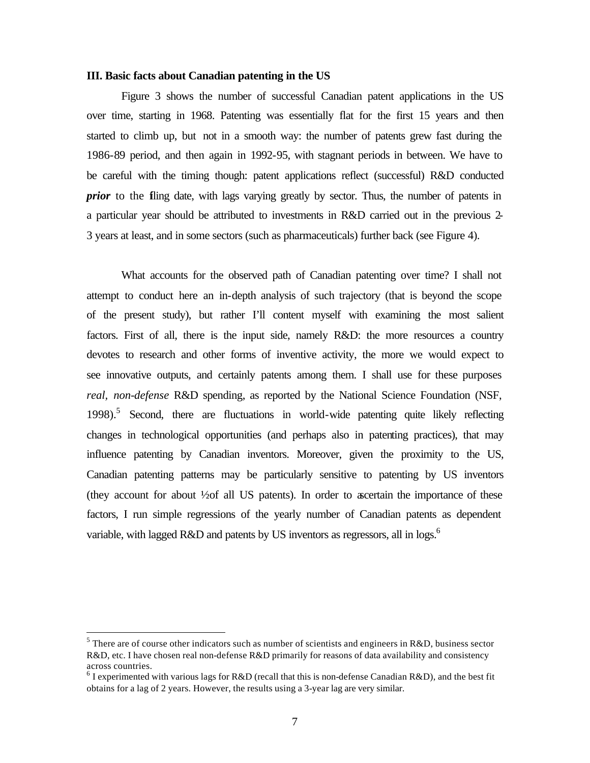### III. Basic facts about Canadian patenting in the US

Figure 3 shows the number of successful Canadian patent applications in the US over time, starting in 1968. Patenting was essentially flat for the first 15 years and then started to climb up, but not in a smooth way: the number of patents grew fast during the 1986-89 period, and then again in 1992-95, with stagnant periods in between. We have to be careful with the timing though: patent applications reflect (successful) R&D conducted ***prior*** to the filing date, with lags varying greatly by sector. Thus, the number of patents in a particular year should be attributed to investments in R&D carried out in the previous 2-3 years at least, and in some sectors (such as pharmaceuticals) further back (see Figure 4).

What accounts for the observed path of Canadian patenting over time? I shall not attempt to conduct here an in-depth analysis of such trajectory (that is beyond the scope of the present study), but rather I'll content myself with examining the most salient factors. First of all, there is the input side, namely R&D: the more resources a country devotes to research and other forms of inventive activity, the more we would expect to see innovative outputs, and certainly patents among them. I shall use for these purposes *real, non-defense* R&D spending, as reported by the National Science Foundation (NSF, 1998).[5] Second, there are fluctuations in world-wide patenting quite likely reflecting changes in technological opportunities (and perhaps also in patenting practices), that may influence patenting by Canadian inventors. Moreover, given the proximity to the US, Canadian patenting patterns may be particularly sensitive to patenting by US inventors (they account for about ½ of all US patents). In order to ascertain the importance of these factors, I run simple regressions of the yearly number of Canadian patents as dependent variable, with lagged R&D and patents by US inventors as regressors, all in logs.[6]

---

[5] There are of course other indicators such as number of scientists and engineers in R&D, business sector R&D, etc. I have chosen real non-defense R&D primarily for reasons of data availability and consistency across countries.

[6] I experimented with various lags for R&D (recall that this is non-defense Canadian R&D), and the best fit obtains for a lag of 2 years. However, the results using a 3-year lag are very similar.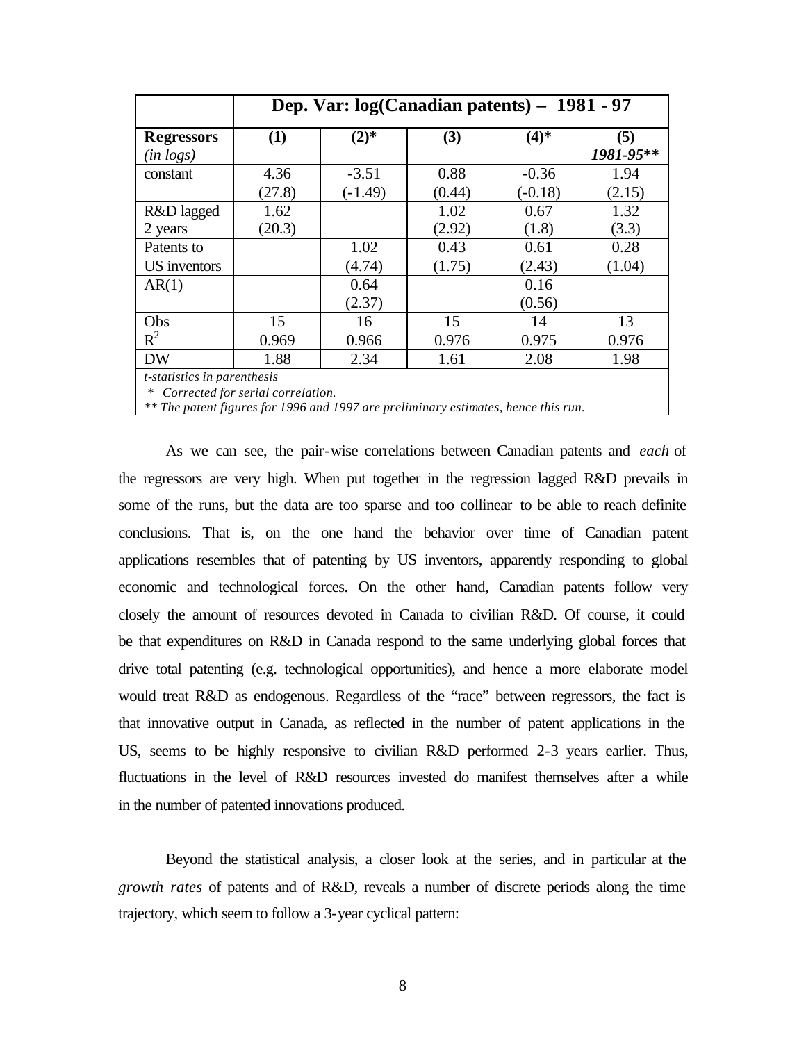| | Dep. Var: log(Canadian patents) – 1981 - 97 | | | | |
|---|---|---|---|---|---|
| **Regressors** *(in logs)* | **(1)** | **(2)*** | **(3)** | **(4)*** | **(5)** ***1981-95**** |
| constant | 4.36 (27.8) | -3.51 (-1.49) | 0.88 (0.44) | -0.36 (-0.18) | 1.94 (2.15) |
| R&D lagged 2 years | 1.62 (20.3) | | 1.02 (2.92) | 0.67 (1.8) | 1.32 (3.3) |
| Patents to US inventors | | 1.02 (4.74) | 0.43 (1.75) | 0.61 (2.43) | 0.28 (1.04) |
| AR(1) | | 0.64 (2.37) | | 0.16 (0.56) | |
| Obs | 15 | 16 | 15 | 14 | 13 |
| $R^2$ | 0.969 | 0.966 | 0.976 | 0.975 | 0.976 |
| DW | 1.88 | 2.34 | 1.61 | 2.08 | 1.98 |

*t-statistics in parenthesis*

\* *Corrected for serial correlation.*

*** The patent figures for 1996 and 1997 are preliminary estimates, hence this run.*

As we can see, the pair-wise correlations between Canadian patents and *each* of the regressors are very high. When put together in the regression lagged R&D prevails in some of the runs, but the data are too sparse and too collinear to be able to reach definite conclusions. That is, on the one hand the behavior over time of Canadian patent applications resembles that of patenting by US inventors, apparently responding to global economic and technological forces. On the other hand, Canadian patents follow very closely the amount of resources devoted in Canada to civilian R&D. Of course, it could be that expenditures on R&D in Canada respond to the same underlying global forces that drive total patenting (e.g. technological opportunities), and hence a more elaborate model would treat R&D as endogenous. Regardless of the "race" between regressors, the fact is that innovative output in Canada, as reflected in the number of patent applications in the US, seems to be highly responsive to civilian R&D performed 2-3 years earlier. Thus, fluctuations in the level of R&D resources invested do manifest themselves after a while in the number of patented innovations produced.

Beyond the statistical analysis, a closer look at the series, and in particular at the *growth rates* of patents and of R&D, reveals a number of discrete periods along the time trajectory, which seem to follow a 3-year cyclical pattern: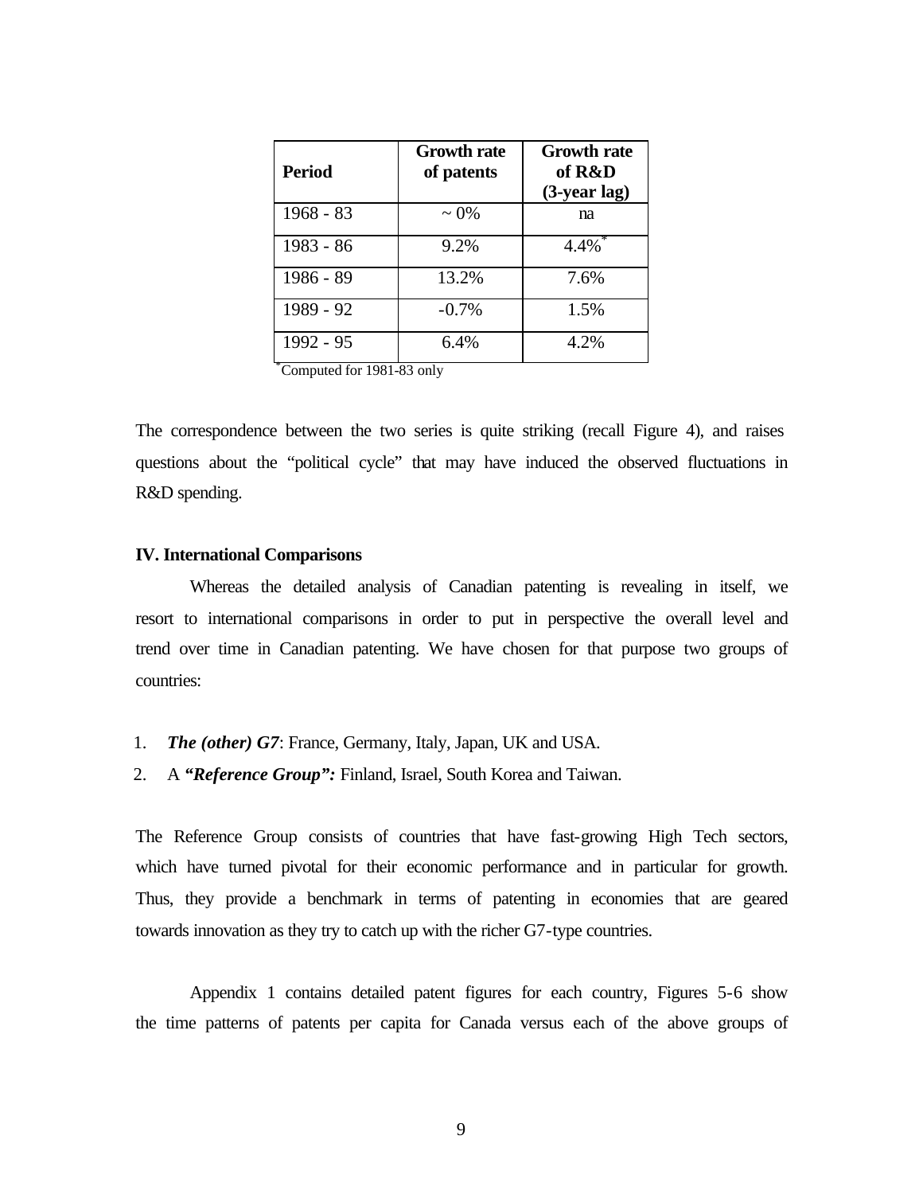| Period | Growth rate of patents | Growth rate of R&D (3-year lag) |
|---|---|---|
| 1968 - 83 | ~ 0% | na |
| 1983 - 86 | 9.2% | 4.4%* |
| 1986 - 89 | 13.2% | 7.6% |
| 1989 - 92 | -0.7% | 1.5% |
| 1992 - 95 | 6.4% | 4.2% |

*Computed for 1981-83 only

The correspondence between the two series is quite striking (recall Figure 4), and raises questions about the "political cycle" that may have induced the observed fluctuations in R&D spending.

## IV. International Comparisons

Whereas the detailed analysis of Canadian patenting is revealing in itself, we resort to international comparisons in order to put in perspective the overall level and trend over time in Canadian patenting. We have chosen for that purpose two groups of countries:

1. ***The (other) G7***: France, Germany, Italy, Japan, UK and USA.
2. A ***"Reference Group":*** Finland, Israel, South Korea and Taiwan.

The Reference Group consists of countries that have fast-growing High Tech sectors, which have turned pivotal for their economic performance and in particular for growth. Thus, they provide a benchmark in terms of patenting in economies that are geared towards innovation as they try to catch up with the richer G7-type countries.

Appendix 1 contains detailed patent figures for each country, Figures 5-6 show the time patterns of patents per capita for Canada versus each of the above groups of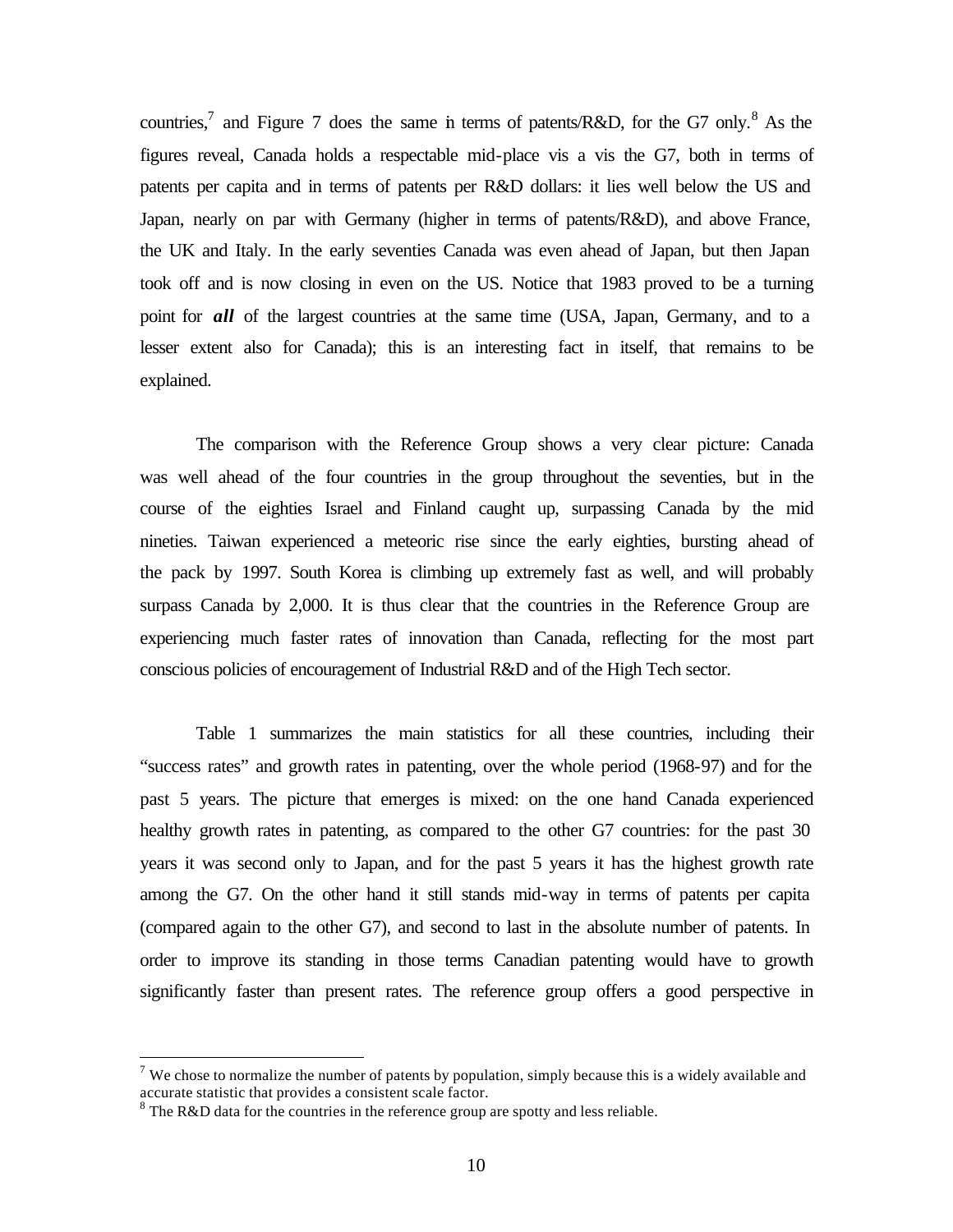countries,[7] and Figure 7 does the same in terms of patents/R&D, for the G7 only.[8] As the figures reveal, Canada holds a respectable mid-place vis a vis the G7, both in terms of patents per capita and in terms of patents per R&D dollars: it lies well below the US and Japan, nearly on par with Germany (higher in terms of patents/R&D), and above France, the UK and Italy. In the early seventies Canada was even ahead of Japan, but then Japan took off and is now closing in even on the US. Notice that 1983 proved to be a turning point for ***all*** of the largest countries at the same time (USA, Japan, Germany, and to a lesser extent also for Canada); this is an interesting fact in itself, that remains to be explained.

The comparison with the Reference Group shows a very clear picture: Canada was well ahead of the four countries in the group throughout the seventies, but in the course of the eighties Israel and Finland caught up, surpassing Canada by the mid nineties. Taiwan experienced a meteoric rise since the early eighties, bursting ahead of the pack by 1997. South Korea is climbing up extremely fast as well, and will probably surpass Canada by 2,000. It is thus clear that the countries in the Reference Group are experiencing much faster rates of innovation than Canada, reflecting for the most part conscious policies of encouragement of Industrial R&D and of the High Tech sector.

Table 1 summarizes the main statistics for all these countries, including their "success rates" and growth rates in patenting, over the whole period (1968-97) and for the past 5 years. The picture that emerges is mixed: on the one hand Canada experienced healthy growth rates in patenting, as compared to the other G7 countries: for the past 30 years it was second only to Japan, and for the past 5 years it has the highest growth rate among the G7. On the other hand it still stands mid-way in terms of patents per capita (compared again to the other G7), and second to last in the absolute number of patents. In order to improve its standing in those terms Canadian patenting would have to growth significantly faster than present rates. The reference group offers a good perspective in

---

[7] We chose to normalize the number of patents by population, simply because this is a widely available and accurate statistic that provides a consistent scale factor.

[8] The R&D data for the countries in the reference group are spotty and less reliable.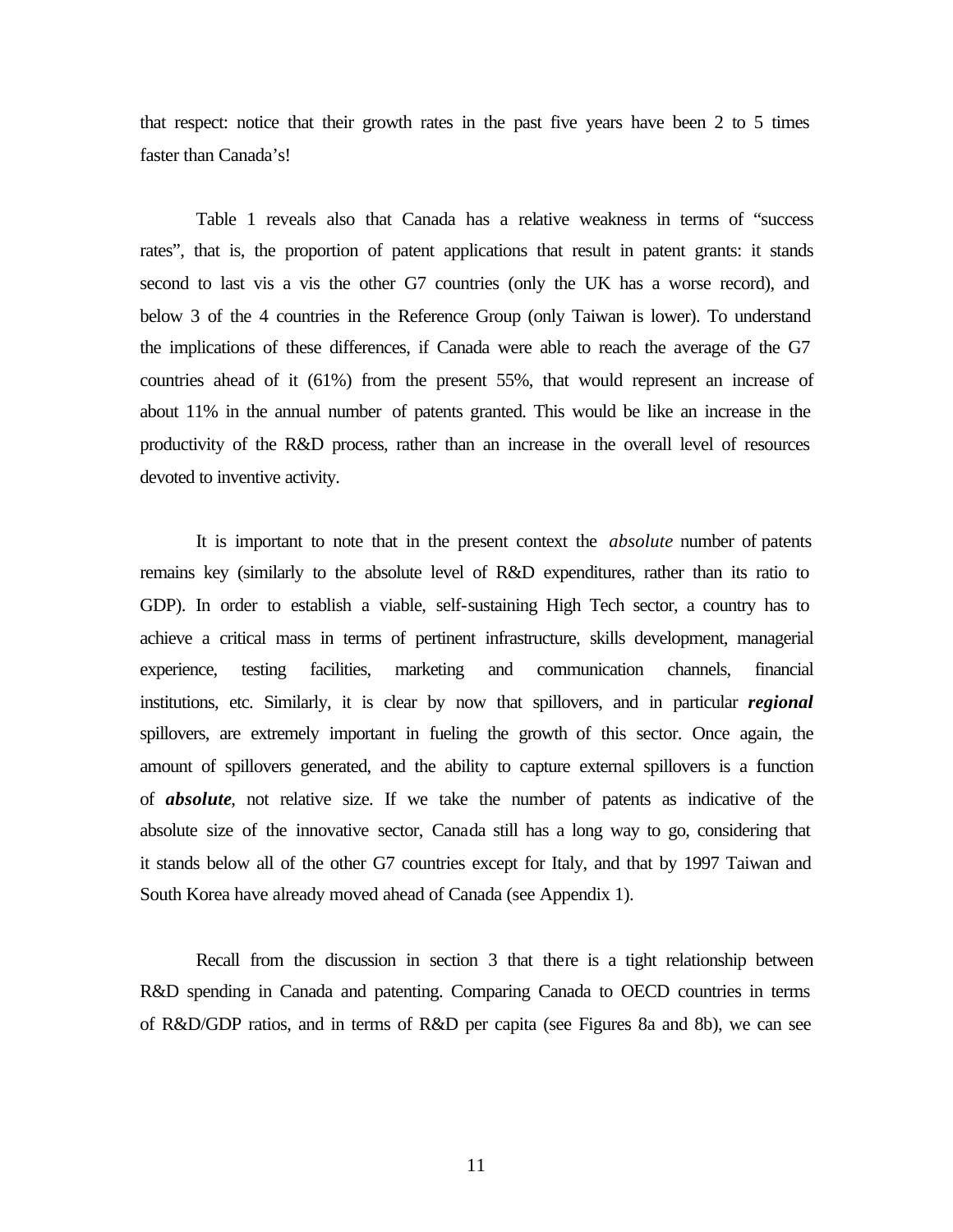that respect: notice that their growth rates in the past five years have been 2 to 5 times faster than Canada's!

Table 1 reveals also that Canada has a relative weakness in terms of "success rates", that is, the proportion of patent applications that result in patent grants: it stands second to last vis a vis the other G7 countries (only the UK has a worse record), and below 3 of the 4 countries in the Reference Group (only Taiwan is lower). To understand the implications of these differences, if Canada were able to reach the average of the G7 countries ahead of it (61%) from the present 55%, that would represent an increase of about 11% in the annual number of patents granted. This would be like an increase in the productivity of the R&D process, rather than an increase in the overall level of resources devoted to inventive activity.

It is important to note that in the present context the *absolute* number of patents remains key (similarly to the absolute level of R&D expenditures, rather than its ratio to GDP). In order to establish a viable, self-sustaining High Tech sector, a country has to achieve a critical mass in terms of pertinent infrastructure, skills development, managerial experience, testing facilities, marketing and communication channels, financial institutions, etc. Similarly, it is clear by now that spillovers, and in particular ***regional*** spillovers, are extremely important in fueling the growth of this sector. Once again, the amount of spillovers generated, and the ability to capture external spillovers is a function of ***absolute***, not relative size. If we take the number of patents as indicative of the absolute size of the innovative sector, Canada still has a long way to go, considering that it stands below all of the other G7 countries except for Italy, and that by 1997 Taiwan and South Korea have already moved ahead of Canada (see Appendix 1).

Recall from the discussion in section 3 that there is a tight relationship between R&D spending in Canada and patenting. Comparing Canada to OECD countries in terms of R&D/GDP ratios, and in terms of R&D per capita (see Figures 8a and 8b), we can see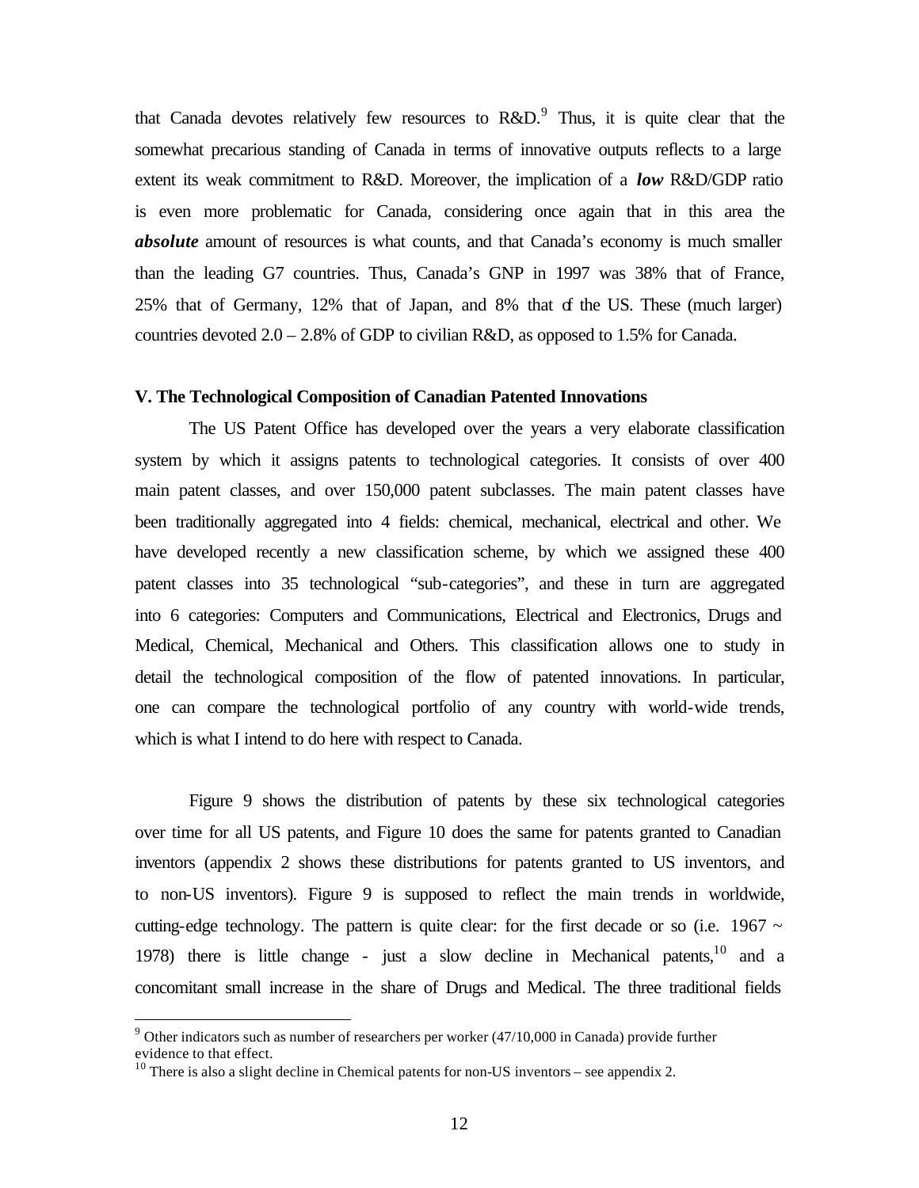that Canada devotes relatively few resources to R&D.[9] Thus, it is quite clear that the somewhat precarious standing of Canada in terms of innovative outputs reflects to a large extent its weak commitment to R&D. Moreover, the implication of a ***low*** R&D/GDP ratio is even more problematic for Canada, considering once again that in this area the ***absolute*** amount of resources is what counts, and that Canada's economy is much smaller than the leading G7 countries. Thus, Canada's GNP in 1997 was 38% that of France, 25% that of Germany, 12% that of Japan, and 8% that of the US. These (much larger) countries devoted 2.0 – 2.8% of GDP to civilian R&D, as opposed to 1.5% for Canada.

### V. The Technological Composition of Canadian Patented Innovations

The US Patent Office has developed over the years a very elaborate classification system by which it assigns patents to technological categories. It consists of over 400 main patent classes, and over 150,000 patent subclasses. The main patent classes have been traditionally aggregated into 4 fields: chemical, mechanical, electrical and other. We have developed recently a new classification scheme, by which we assigned these 400 patent classes into 35 technological "sub-categories", and these in turn are aggregated into 6 categories: Computers and Communications, Electrical and Electronics, Drugs and Medical, Chemical, Mechanical and Others. This classification allows one to study in detail the technological composition of the flow of patented innovations. In particular, one can compare the technological portfolio of any country with world-wide trends, which is what I intend to do here with respect to Canada.

Figure 9 shows the distribution of patents by these six technological categories over time for all US patents, and Figure 10 does the same for patents granted to Canadian inventors (appendix 2 shows these distributions for patents granted to US inventors, and to non-US inventors). Figure 9 is supposed to reflect the main trends in worldwide, cutting-edge technology. The pattern is quite clear: for the first decade or so (i.e. 1967 ~ 1978) there is little change - just a slow decline in Mechanical patents,[10] and a concomitant small increase in the share of Drugs and Medical. The three traditional fields

[9] Other indicators such as number of researchers per worker (47/10,000 in Canada) provide further evidence to that effect.

[10] There is also a slight decline in Chemical patents for non-US inventors – see appendix 2.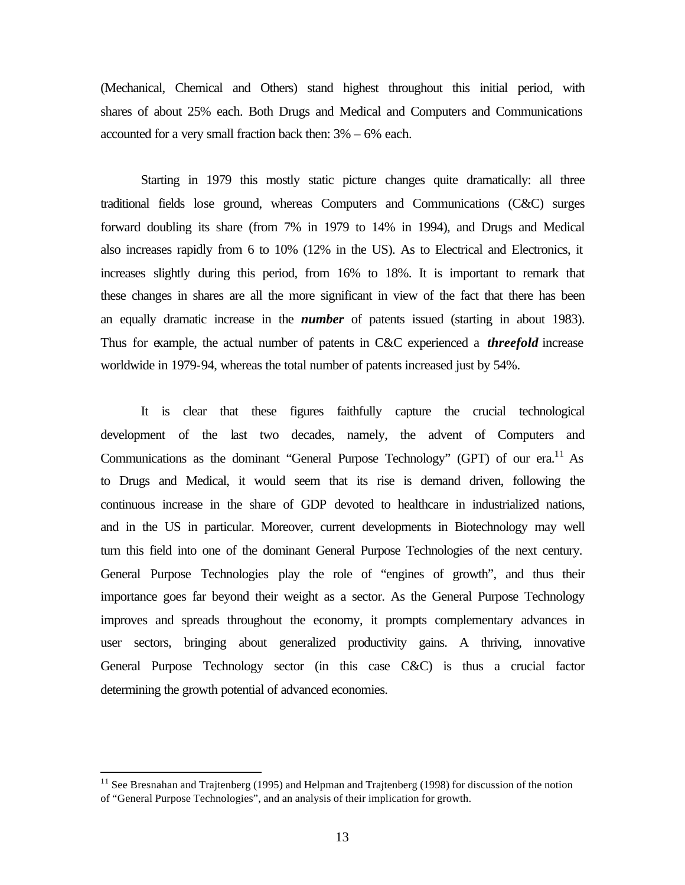(Mechanical, Chemical and Others) stand highest throughout this initial period, with shares of about 25% each. Both Drugs and Medical and Computers and Communications accounted for a very small fraction back then: 3% – 6% each.

Starting in 1979 this mostly static picture changes quite dramatically: all three traditional fields lose ground, whereas Computers and Communications (C&C) surges forward doubling its share (from 7% in 1979 to 14% in 1994), and Drugs and Medical also increases rapidly from 6 to 10% (12% in the US). As to Electrical and Electronics, it increases slightly during this period, from 16% to 18%. It is important to remark that these changes in shares are all the more significant in view of the fact that there has been an equally dramatic increase in the ***number*** of patents issued (starting in about 1983). Thus for example, the actual number of patents in C&C experienced a ***threefold*** increase worldwide in 1979-94, whereas the total number of patents increased just by 54%.

It is clear that these figures faithfully capture the crucial technological development of the last two decades, namely, the advent of Computers and Communications as the dominant "General Purpose Technology" (GPT) of our era.[11] As to Drugs and Medical, it would seem that its rise is demand driven, following the continuous increase in the share of GDP devoted to healthcare in industrialized nations, and in the US in particular. Moreover, current developments in Biotechnology may well turn this field into one of the dominant General Purpose Technologies of the next century. General Purpose Technologies play the role of "engines of growth", and thus their importance goes far beyond their weight as a sector. As the General Purpose Technology improves and spreads throughout the economy, it prompts complementary advances in user sectors, bringing about generalized productivity gains. A thriving, innovative General Purpose Technology sector (in this case C&C) is thus a crucial factor determining the growth potential of advanced economies.

[11] See Bresnahan and Trajtenberg (1995) and Helpman and Trajtenberg (1998) for discussion of the notion of "General Purpose Technologies", and an analysis of their implication for growth.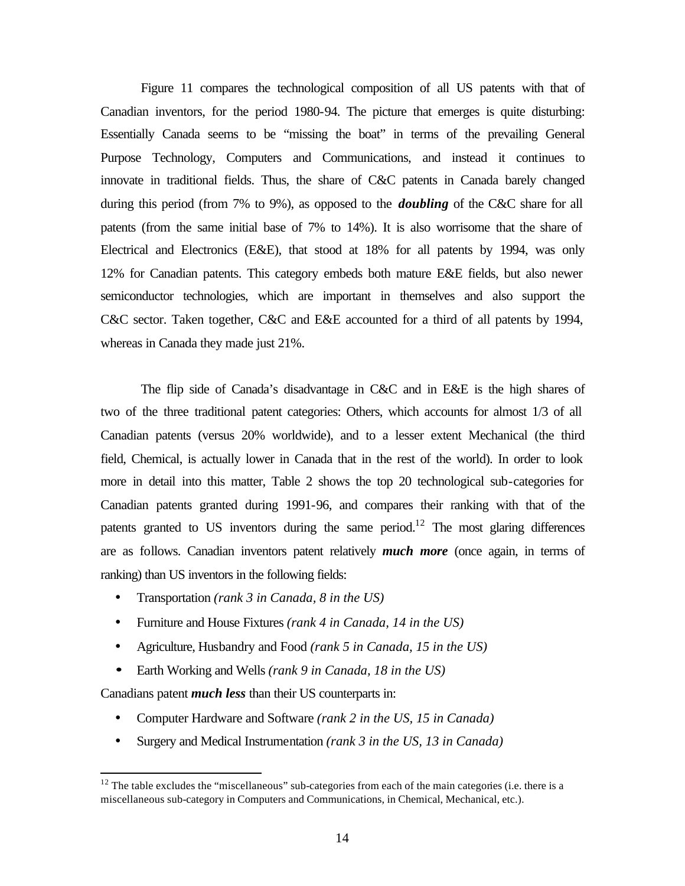Figure 11 compares the technological composition of all US patents with that of Canadian inventors, for the period 1980-94. The picture that emerges is quite disturbing: Essentially Canada seems to be "missing the boat" in terms of the prevailing General Purpose Technology, Computers and Communications, and instead it continues to innovate in traditional fields. Thus, the share of C&C patents in Canada barely changed during this period (from 7% to 9%), as opposed to the ***doubling*** of the C&C share for all patents (from the same initial base of 7% to 14%). It is also worrisome that the share of Electrical and Electronics (E&E), that stood at 18% for all patents by 1994, was only 12% for Canadian patents. This category embeds both mature E&E fields, but also newer semiconductor technologies, which are important in themselves and also support the C&C sector. Taken together, C&C and E&E accounted for a third of all patents by 1994, whereas in Canada they made just 21%.

The flip side of Canada's disadvantage in C&C and in E&E is the high shares of two of the three traditional patent categories: Others, which accounts for almost 1/3 of all Canadian patents (versus 20% worldwide), and to a lesser extent Mechanical (the third field, Chemical, is actually lower in Canada that in the rest of the world). In order to look more in detail into this matter, Table 2 shows the top 20 technological sub-categories for Canadian patents granted during 1991-96, and compares their ranking with that of the patents granted to US inventors during the same period.[12] The most glaring differences are as follows. Canadian inventors patent relatively ***much more*** (once again, in terms of ranking) than US inventors in the following fields:

- Transportation *(rank 3 in Canada, 8 in the US)*
- Furniture and House Fixtures *(rank 4 in Canada, 14 in the US)*
- Agriculture, Husbandry and Food *(rank 5 in Canada, 15 in the US)*
- Earth Working and Wells *(rank 9 in Canada, 18 in the US)*

Canadians patent ***much less*** than their US counterparts in:

- Computer Hardware and Software *(rank 2 in the US, 15 in Canada)*
- Surgery and Medical Instrumentation *(rank 3 in the US, 13 in Canada)*

[12] The table excludes the "miscellaneous" sub-categories from each of the main categories (i.e. there is a miscellaneous sub-category in Computers and Communications, in Chemical, Mechanical, etc.).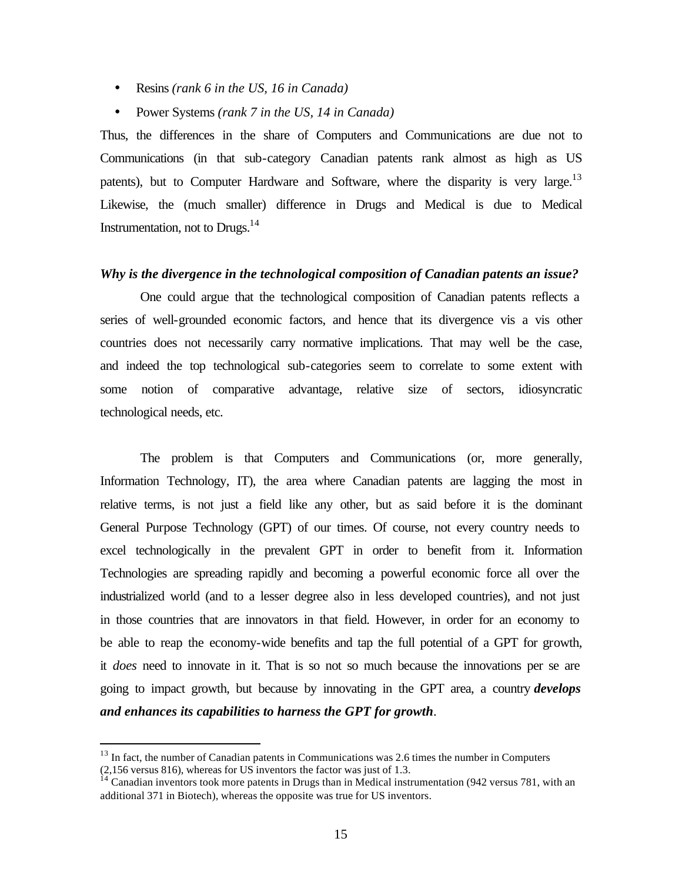- Resins *(rank 6 in the US, 16 in Canada)*
- Power Systems *(rank 7 in the US, 14 in Canada)*

Thus, the differences in the share of Computers and Communications are due not to Communications (in that sub-category Canadian patents rank almost as high as US patents), but to Computer Hardware and Software, where the disparity is very large.[13] Likewise, the (much smaller) difference in Drugs and Medical is due to Medical Instrumentation, not to Drugs.[14]

***Why is the divergence in the technological composition of Canadian patents an issue?***

One could argue that the technological composition of Canadian patents reflects a series of well-grounded economic factors, and hence that its divergence vis a vis other countries does not necessarily carry normative implications. That may well be the case, and indeed the top technological sub-categories seem to correlate to some extent with some notion of comparative advantage, relative size of sectors, idiosyncratic technological needs, etc.

The problem is that Computers and Communications (or, more generally, Information Technology, IT), the area where Canadian patents are lagging the most in relative terms, is not just a field like any other, but as said before it is the dominant General Purpose Technology (GPT) of our times. Of course, not every country needs to excel technologically in the prevalent GPT in order to benefit from it. Information Technologies are spreading rapidly and becoming a powerful economic force all over the industrialized world (and to a lesser degree also in less developed countries), and not just in those countries that are innovators in that field. However, in order for an economy to be able to reap the economy-wide benefits and tap the full potential of a GPT for growth, it *does* need to innovate in it. That is so not so much because the innovations per se are going to impact growth, but because by innovating in the GPT area, a country ***develops and enhances its capabilities to harness the GPT for growth***.

---

[13] In fact, the number of Canadian patents in Communications was 2.6 times the number in Computers (2,156 versus 816), whereas for US inventors the factor was just of 1.3.

[14] Canadian inventors took more patents in Drugs than in Medical instrumentation (942 versus 781, with an additional 371 in Biotech), whereas the opposite was true for US inventors.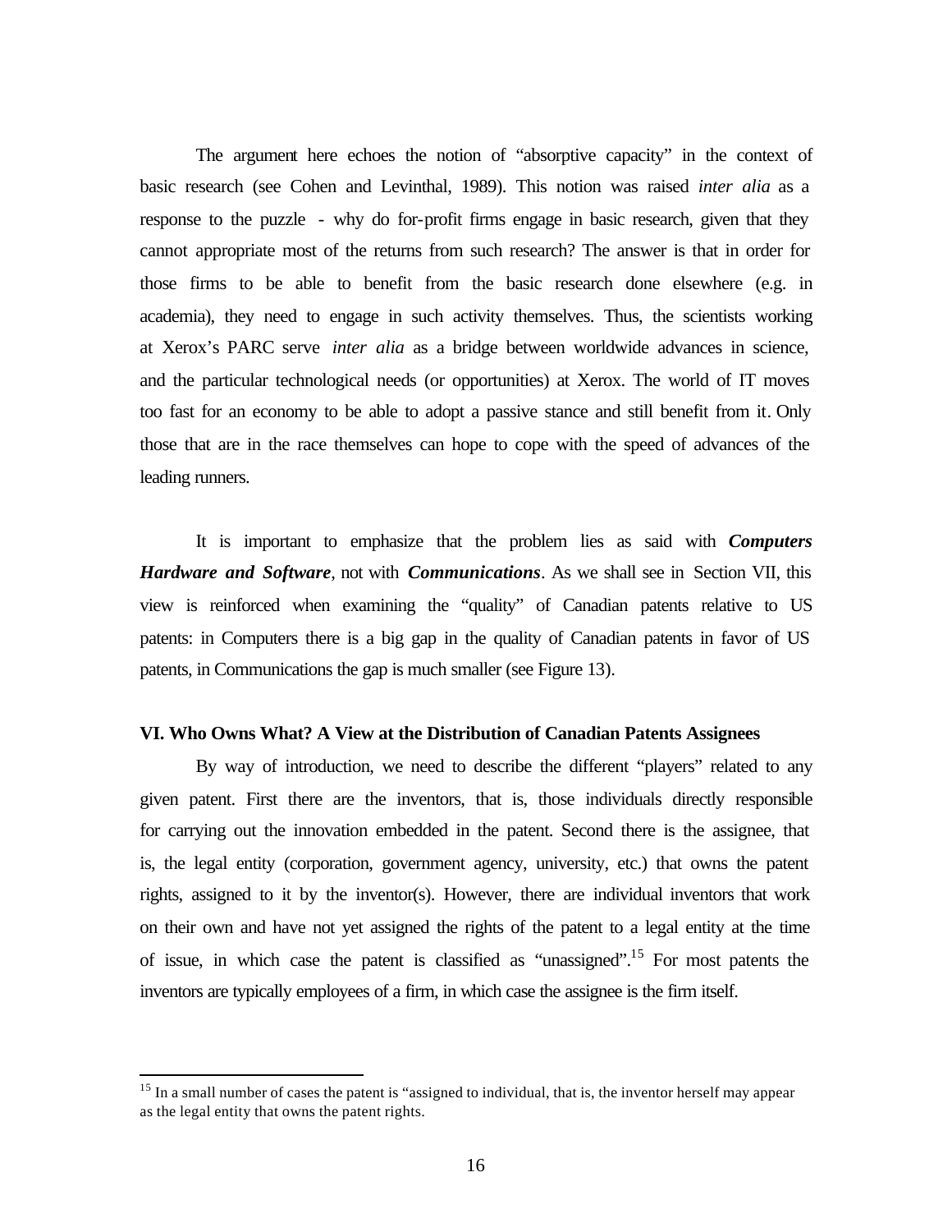The argument here echoes the notion of "absorptive capacity" in the context of basic research (see Cohen and Levinthal, 1989). This notion was raised *inter alia* as a response to the puzzle - why do for-profit firms engage in basic research, given that they cannot appropriate most of the returns from such research? The answer is that in order for those firms to be able to benefit from the basic research done elsewhere (e.g. in academia), they need to engage in such activity themselves. Thus, the scientists working at Xerox's PARC serve *inter alia* as a bridge between worldwide advances in science, and the particular technological needs (or opportunities) at Xerox. The world of IT moves too fast for an economy to be able to adopt a passive stance and still benefit from it. Only those that are in the race themselves can hope to cope with the speed of advances of the leading runners.

It is important to emphasize that the problem lies as said with ***Computers Hardware and Software***, not with ***Communications***. As we shall see in Section VII, this view is reinforced when examining the "quality" of Canadian patents relative to US patents: in Computers there is a big gap in the quality of Canadian patents in favor of US patents, in Communications the gap is much smaller (see Figure 13).

## VI. Who Owns What? A View at the Distribution of Canadian Patents Assignees

By way of introduction, we need to describe the different "players" related to any given patent. First there are the inventors, that is, those individuals directly responsible for carrying out the innovation embedded in the patent. Second there is the assignee, that is, the legal entity (corporation, government agency, university, etc.) that owns the patent rights, assigned to it by the inventor(s). However, there are individual inventors that work on their own and have not yet assigned the rights of the patent to a legal entity at the time of issue, in which case the patent is classified as "unassigned".[15] For most patents the inventors are typically employees of a firm, in which case the assignee is the firm itself.

---

[15] In a small number of cases the patent is "assigned to individual, that is, the inventor herself may appear as the legal entity that owns the patent rights.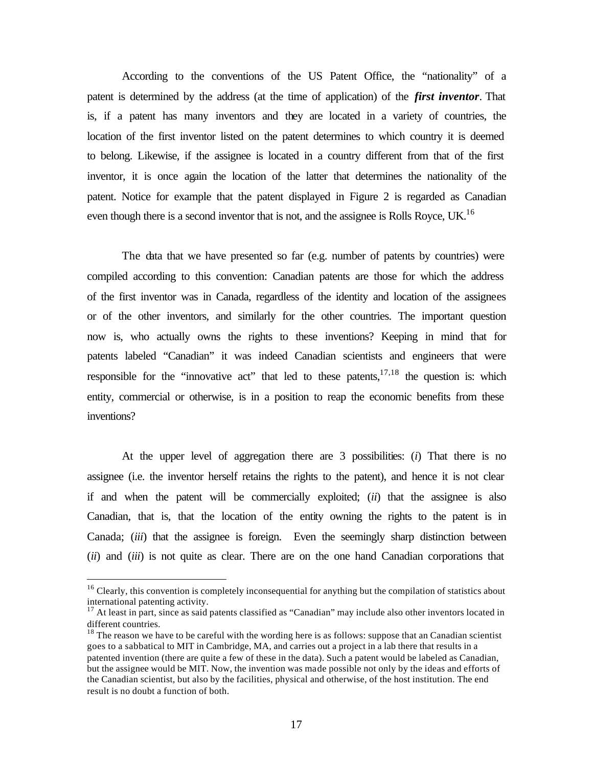According to the conventions of the US Patent Office, the "nationality" of a patent is determined by the address (at the time of application) of the ***first inventor***. That is, if a patent has many inventors and they are located in a variety of countries, the location of the first inventor listed on the patent determines to which country it is deemed to belong. Likewise, if the assignee is located in a country different from that of the first inventor, it is once again the location of the latter that determines the nationality of the patent. Notice for example that the patent displayed in Figure 2 is regarded as Canadian even though there is a second inventor that is not, and the assignee is Rolls Royce, UK.[16]

The data that we have presented so far (e.g. number of patents by countries) were compiled according to this convention: Canadian patents are those for which the address of the first inventor was in Canada, regardless of the identity and location of the assignees or of the other inventors, and similarly for the other countries. The important question now is, who actually owns the rights to these inventions? Keeping in mind that for patents labeled "Canadian" it was indeed Canadian scientists and engineers that were responsible for the "innovative act" that led to these patents,[17,18] the question is: which entity, commercial or otherwise, is in a position to reap the economic benefits from these inventions?

At the upper level of aggregation there are 3 possibilities: (*i*) That there is no assignee (i.e. the inventor herself retains the rights to the patent), and hence it is not clear if and when the patent will be commercially exploited; (*ii*) that the assignee is also Canadian, that is, that the location of the entity owning the rights to the patent is in Canada; (*iii*) that the assignee is foreign. Even the seemingly sharp distinction between (*ii*) and (*iii*) is not quite as clear. There are on the one hand Canadian corporations that

---

[16] Clearly, this convention is completely inconsequential for anything but the compilation of statistics about international patenting activity.

[17] At least in part, since as said patents classified as "Canadian" may include also other inventors located in different countries.

[18] The reason we have to be careful with the wording here is as follows: suppose that an Canadian scientist goes to a sabbatical to MIT in Cambridge, MA, and carries out a project in a lab there that results in a patented invention (there are quite a few of these in the data). Such a patent would be labeled as Canadian, but the assignee would be MIT. Now, the invention was made possible not only by the ideas and efforts of the Canadian scientist, but also by the facilities, physical and otherwise, of the host institution. The end result is no doubt a function of both.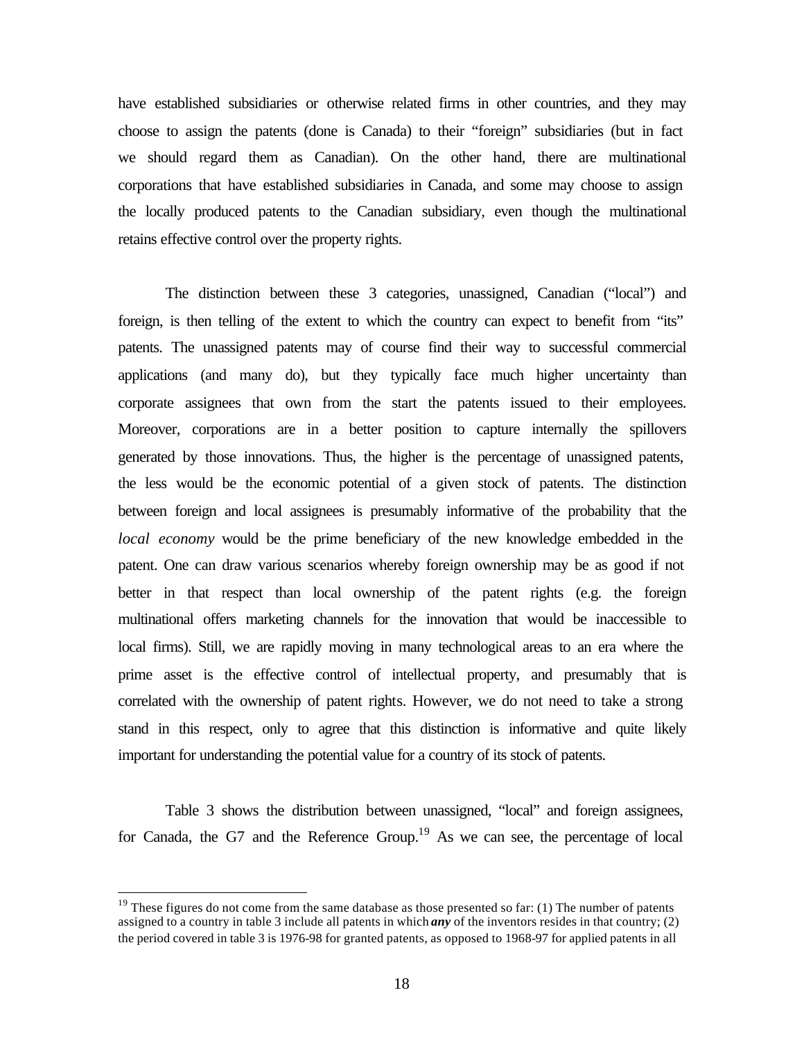have established subsidiaries or otherwise related firms in other countries, and they may choose to assign the patents (done is Canada) to their "foreign" subsidiaries (but in fact we should regard them as Canadian). On the other hand, there are multinational corporations that have established subsidiaries in Canada, and some may choose to assign the locally produced patents to the Canadian subsidiary, even though the multinational retains effective control over the property rights.

The distinction between these 3 categories, unassigned, Canadian ("local") and foreign, is then telling of the extent to which the country can expect to benefit from "its" patents. The unassigned patents may of course find their way to successful commercial applications (and many do), but they typically face much higher uncertainty than corporate assignees that own from the start the patents issued to their employees. Moreover, corporations are in a better position to capture internally the spillovers generated by those innovations. Thus, the higher is the percentage of unassigned patents, the less would be the economic potential of a given stock of patents. The distinction between foreign and local assignees is presumably informative of the probability that the *local economy* would be the prime beneficiary of the new knowledge embedded in the patent. One can draw various scenarios whereby foreign ownership may be as good if not better in that respect than local ownership of the patent rights (e.g. the foreign multinational offers marketing channels for the innovation that would be inaccessible to local firms). Still, we are rapidly moving in many technological areas to an era where the prime asset is the effective control of intellectual property, and presumably that is correlated with the ownership of patent rights. However, we do not need to take a strong stand in this respect, only to agree that this distinction is informative and quite likely important for understanding the potential value for a country of its stock of patents.

Table 3 shows the distribution between unassigned, "local" and foreign assignees, for Canada, the G7 and the Reference Group.[19] As we can see, the percentage of local

[19] These figures do not come from the same database as those presented so far: (1) The number of patents assigned to a country in table 3 include all patents in which ***any*** of the inventors resides in that country; (2) the period covered in table 3 is 1976-98 for granted patents, as opposed to 1968-97 for applied patents in all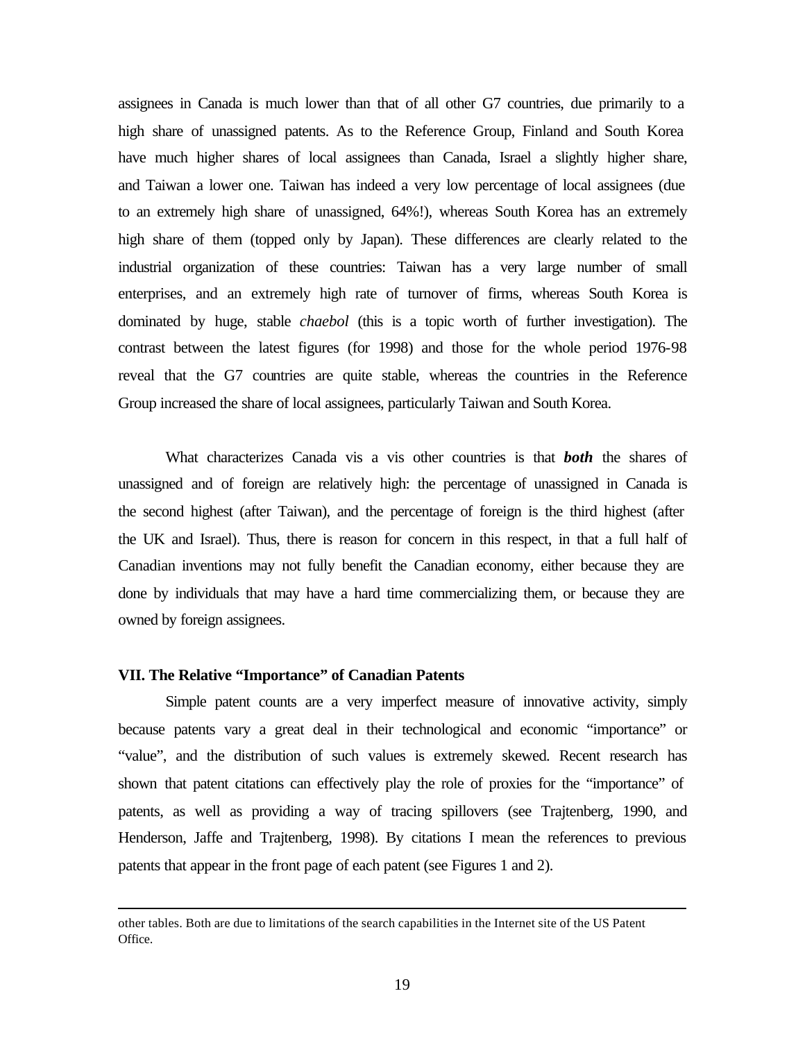assignees in Canada is much lower than that of all other G7 countries, due primarily to a high share of unassigned patents. As to the Reference Group, Finland and South Korea have much higher shares of local assignees than Canada, Israel a slightly higher share, and Taiwan a lower one. Taiwan has indeed a very low percentage of local assignees (due to an extremely high share of unassigned, 64%!), whereas South Korea has an extremely high share of them (topped only by Japan). These differences are clearly related to the industrial organization of these countries: Taiwan has a very large number of small enterprises, and an extremely high rate of turnover of firms, whereas South Korea is dominated by huge, stable *chaebol* (this is a topic worth of further investigation). The contrast between the latest figures (for 1998) and those for the whole period 1976-98 reveal that the G7 countries are quite stable, whereas the countries in the Reference Group increased the share of local assignees, particularly Taiwan and South Korea.

What characterizes Canada vis a vis other countries is that ***both*** the shares of unassigned and of foreign are relatively high: the percentage of unassigned in Canada is the second highest (after Taiwan), and the percentage of foreign is the third highest (after the UK and Israel). Thus, there is reason for concern in this respect, in that a full half of Canadian inventions may not fully benefit the Canadian economy, either because they are done by individuals that may have a hard time commercializing them, or because they are owned by foreign assignees.

### VII. The Relative "Importance" of Canadian Patents

Simple patent counts are a very imperfect measure of innovative activity, simply because patents vary a great deal in their technological and economic "importance" or "value", and the distribution of such values is extremely skewed. Recent research has shown that patent citations can effectively play the role of proxies for the "importance" of patents, as well as providing a way of tracing spillovers (see Trajtenberg, 1990, and Henderson, Jaffe and Trajtenberg, 1998). By citations I mean the references to previous patents that appear in the front page of each patent (see Figures 1 and 2).

---

other tables. Both are due to limitations of the search capabilities in the Internet site of the US Patent Office.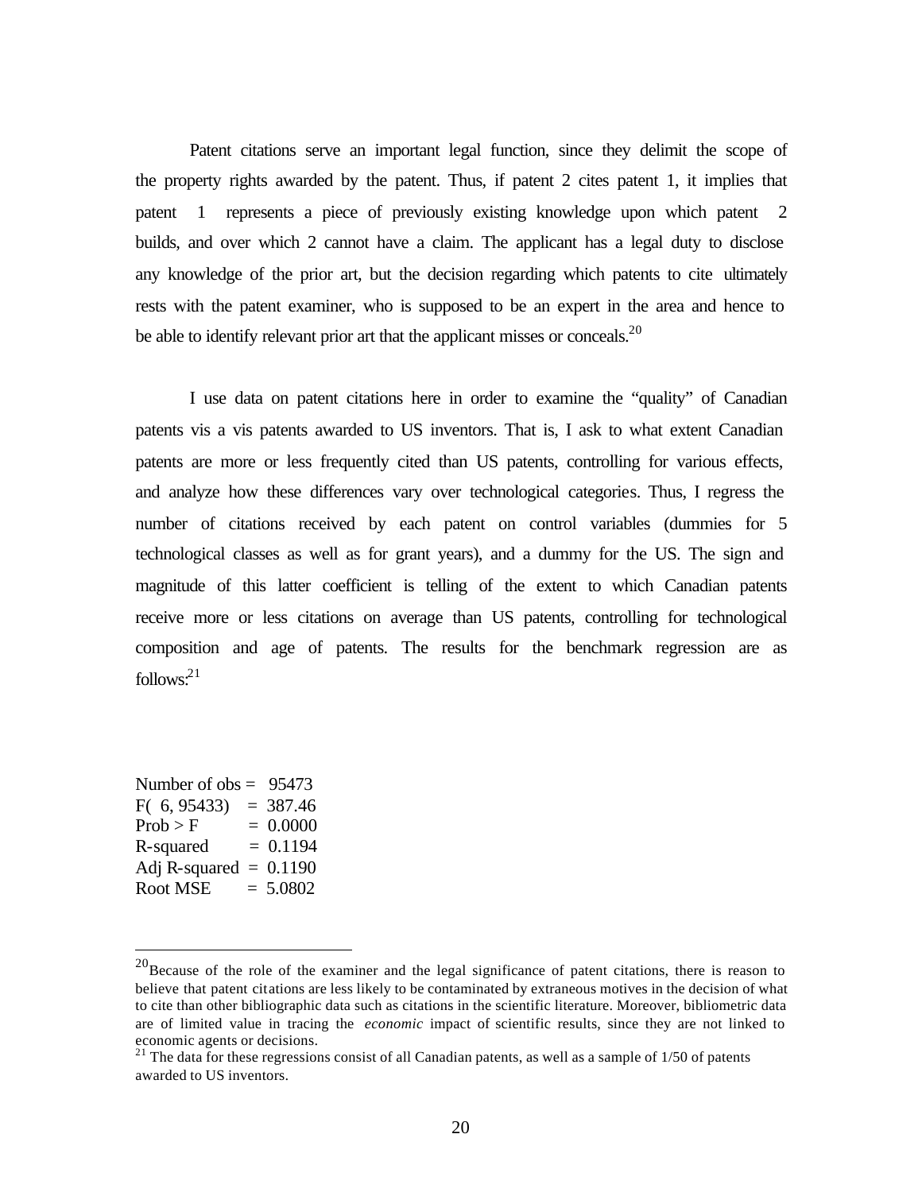Patent citations serve an important legal function, since they delimit the scope of the property rights awarded by the patent. Thus, if patent 2 cites patent 1, it implies that patent 1 represents a piece of previously existing knowledge upon which patent 2 builds, and over which 2 cannot have a claim. The applicant has a legal duty to disclose any knowledge of the prior art, but the decision regarding which patents to cite ultimately rests with the patent examiner, who is supposed to be an expert in the area and hence to be able to identify relevant prior art that the applicant misses or conceals.[20]

I use data on patent citations here in order to examine the "quality" of Canadian patents vis a vis patents awarded to US inventors. That is, I ask to what extent Canadian patents are more or less frequently cited than US patents, controlling for various effects, and analyze how these differences vary over technological categories. Thus, I regress the number of citations received by each patent on control variables (dummies for 5 technological classes as well as for grant years), and a dummy for the US. The sign and magnitude of this latter coefficient is telling of the extent to which Canadian patents receive more or less citations on average than US patents, controlling for technological composition and age of patents. The results for the benchmark regression are as follows:[21]

```
Number of obs =   95473
F(  6, 95433)   =  387.46
Prob > F          =  0.0000
R-squared        =  0.1194
Adj R-squared  =  0.1190
Root MSE        =  5.0802
```

[20] Because of the role of the examiner and the legal significance of patent citations, there is reason to believe that patent citations are less likely to be contaminated by extraneous motives in the decision of what to cite than other bibliographic data such as citations in the scientific literature. Moreover, bibliometric data are of limited value in tracing the *economic* impact of scientific results, since they are not linked to economic agents or decisions.

[21] The data for these regressions consist of all Canadian patents, as well as a sample of 1/50 of patents awarded to US inventors.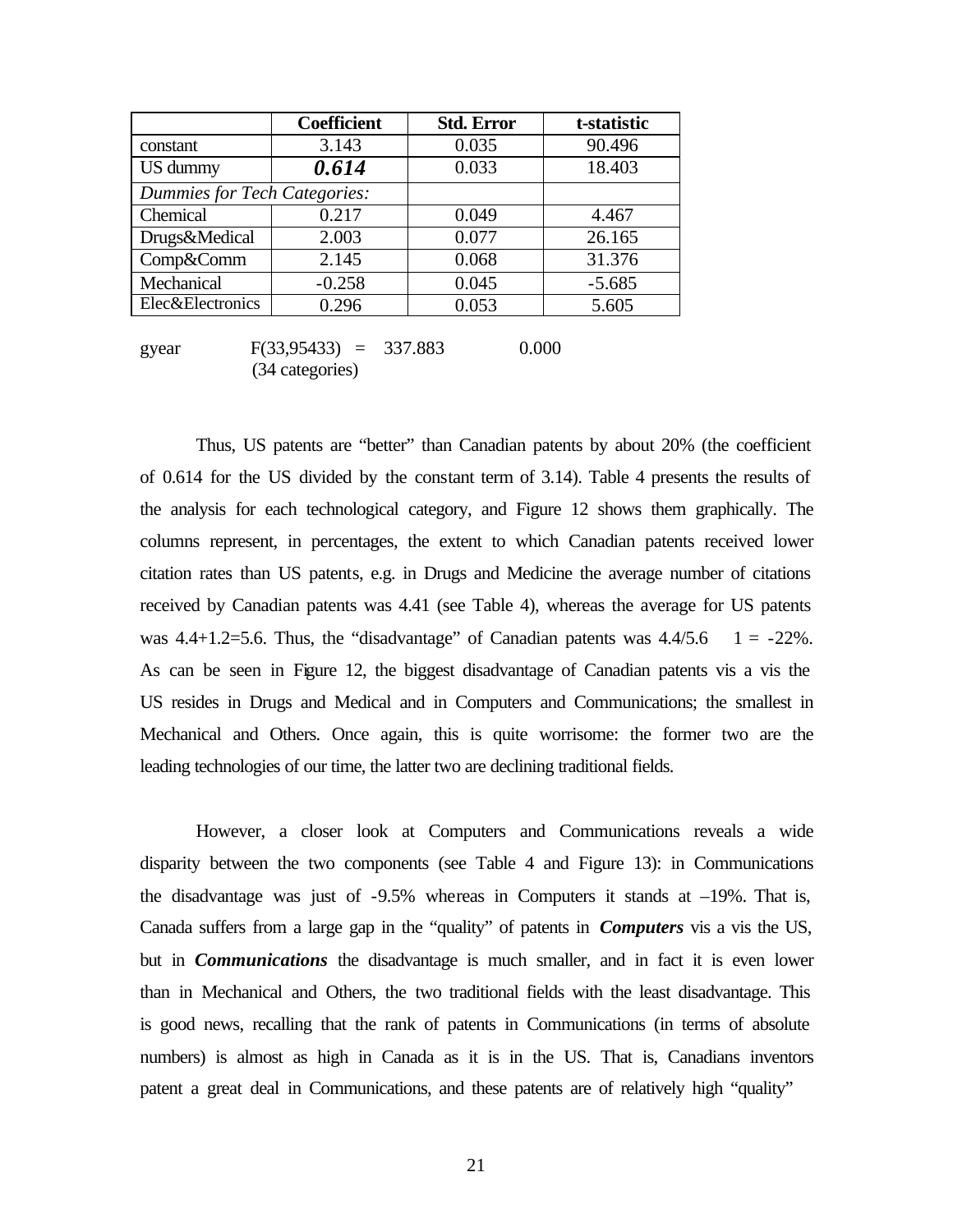| | Coefficient | Std. Error | t-statistic |
|---|---|---|---|
| constant | 3.143 | 0.035 | 90.496 |
| US dummy | ***0.614*** | 0.033 | 18.403 |
| *Dummies for Tech Categories:* | | | |
| Chemical | 0.217 | 0.049 | 4.467 |
| Drugs&Medical | 2.003 | 0.077 | 26.165 |
| Comp&Comm | 2.145 | 0.068 | 31.376 |
| Mechanical | -0.258 | 0.045 | -5.685 |
| Elec&Electronics | 0.296 | 0.053 | 5.605 |

gyear $F(33,95433) = 337.883$ 0.000
(34 categories)

Thus, US patents are "better" than Canadian patents by about 20% (the coefficient of 0.614 for the US divided by the constant term of 3.14). Table 4 presents the results of the analysis for each technological category, and Figure 12 shows them graphically. The columns represent, in percentages, the extent to which Canadian patents received lower citation rates than US patents, e.g. in Drugs and Medicine the average number of citations received by Canadian patents was 4.41 (see Table 4), whereas the average for US patents was 4.4+1.2=5.6. Thus, the "disadvantage" of Canadian patents was $4.4/5.6 - 1 = -22\%$. As can be seen in Figure 12, the biggest disadvantage of Canadian patents vis a vis the US resides in Drugs and Medical and in Computers and Communications; the smallest in Mechanical and Others. Once again, this is quite worrisome: the former two are the leading technologies of our time, the latter two are declining traditional fields.

However, a closer look at Computers and Communications reveals a wide disparity between the two components (see Table 4 and Figure 13): in Communications the disadvantage was just of -9.5% whereas in Computers it stands at –19%. That is, Canada suffers from a large gap in the "quality" of patents in ***Computers*** vis a vis the US, but in ***Communications*** the disadvantage is much smaller, and in fact it is even lower than in Mechanical and Others, the two traditional fields with the least disadvantage. This is good news, recalling that the rank of patents in Communications (in terms of absolute numbers) is almost as high in Canada as it is in the US. That is, Canadians inventors patent a great deal in Communications, and these patents are of relatively high "quality"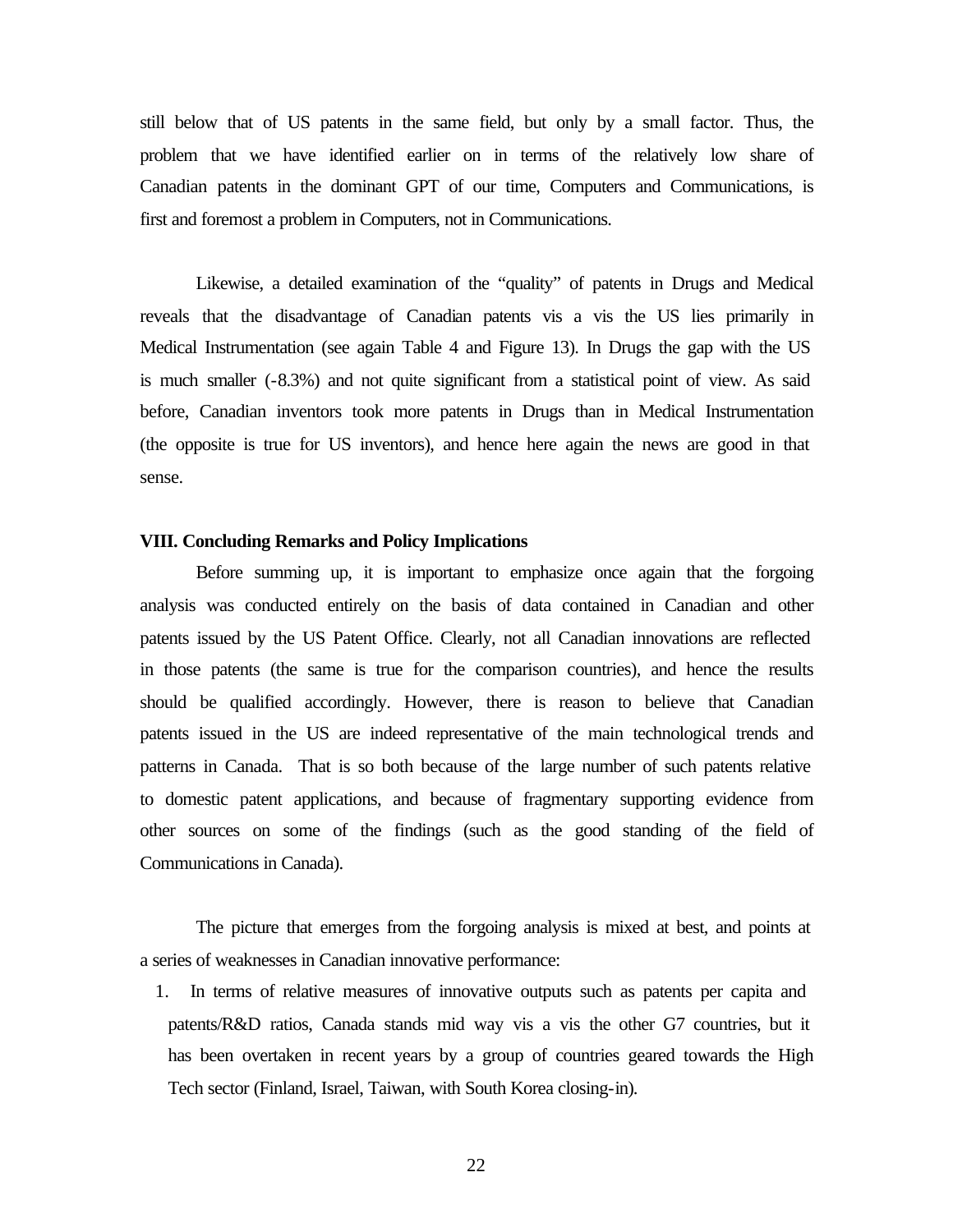still below that of US patents in the same field, but only by a small factor. Thus, the problem that we have identified earlier on in terms of the relatively low share of Canadian patents in the dominant GPT of our time, Computers and Communications, is first and foremost a problem in Computers, not in Communications.

Likewise, a detailed examination of the "quality" of patents in Drugs and Medical reveals that the disadvantage of Canadian patents vis a vis the US lies primarily in Medical Instrumentation (see again Table 4 and Figure 13). In Drugs the gap with the US is much smaller (-8.3%) and not quite significant from a statistical point of view. As said before, Canadian inventors took more patents in Drugs than in Medical Instrumentation (the opposite is true for US inventors), and hence here again the news are good in that sense.

**VIII. Concluding Remarks and Policy Implications**

Before summing up, it is important to emphasize once again that the forgoing analysis was conducted entirely on the basis of data contained in Canadian and other patents issued by the US Patent Office. Clearly, not all Canadian innovations are reflected in those patents (the same is true for the comparison countries), and hence the results should be qualified accordingly. However, there is reason to believe that Canadian patents issued in the US are indeed representative of the main technological trends and patterns in Canada. That is so both because of the large number of such patents relative to domestic patent applications, and because of fragmentary supporting evidence from other sources on some of the findings (such as the good standing of the field of Communications in Canada).

The picture that emerges from the forgoing analysis is mixed at best, and points at a series of weaknesses in Canadian innovative performance:

1. In terms of relative measures of innovative outputs such as patents per capita and patents/R&D ratios, Canada stands mid way vis a vis the other G7 countries, but it has been overtaken in recent years by a group of countries geared towards the High Tech sector (Finland, Israel, Taiwan, with South Korea closing-in).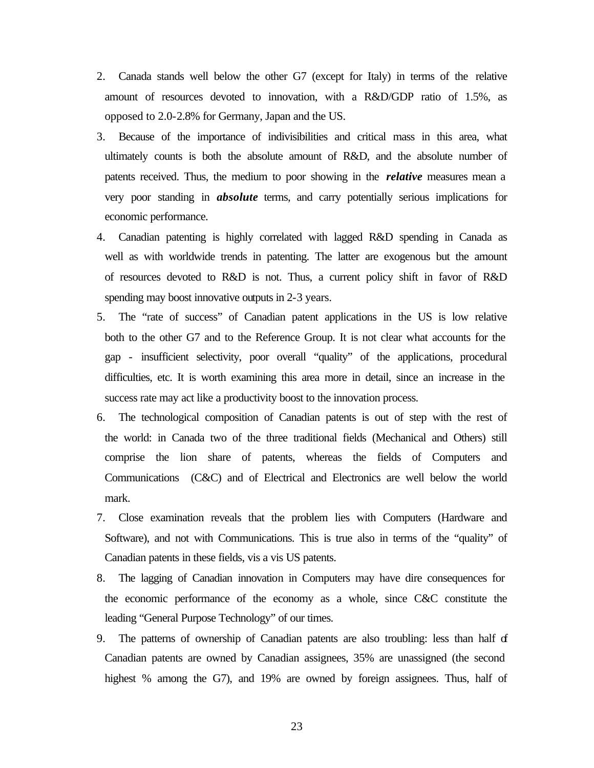2. Canada stands well below the other G7 (except for Italy) in terms of the relative amount of resources devoted to innovation, with a R&D/GDP ratio of 1.5%, as opposed to 2.0-2.8% for Germany, Japan and the US.
3. Because of the importance of indivisibilities and critical mass in this area, what ultimately counts is both the absolute amount of R&D, and the absolute number of patents received. Thus, the medium to poor showing in the ***relative*** measures mean a very poor standing in ***absolute*** terms, and carry potentially serious implications for economic performance.
4. Canadian patenting is highly correlated with lagged R&D spending in Canada as well as with worldwide trends in patenting. The latter are exogenous but the amount of resources devoted to R&D is not. Thus, a current policy shift in favor of R&D spending may boost innovative outputs in 2-3 years.
5. The "rate of success" of Canadian patent applications in the US is low relative both to the other G7 and to the Reference Group. It is not clear what accounts for the gap - insufficient selectivity, poor overall "quality" of the applications, procedural difficulties, etc. It is worth examining this area more in detail, since an increase in the success rate may act like a productivity boost to the innovation process.
6. The technological composition of Canadian patents is out of step with the rest of the world: in Canada two of the three traditional fields (Mechanical and Others) still comprise the lion share of patents, whereas the fields of Computers and Communications (C&C) and of Electrical and Electronics are well below the world mark.
7. Close examination reveals that the problem lies with Computers (Hardware and Software), and not with Communications. This is true also in terms of the "quality" of Canadian patents in these fields, vis a vis US patents.
8. The lagging of Canadian innovation in Computers may have dire consequences for the economic performance of the economy as a whole, since C&C constitute the leading "General Purpose Technology" of our times.
9. The patterns of ownership of Canadian patents are also troubling: less than half of Canadian patents are owned by Canadian assignees, 35% are unassigned (the second highest % among the G7), and 19% are owned by foreign assignees. Thus, half of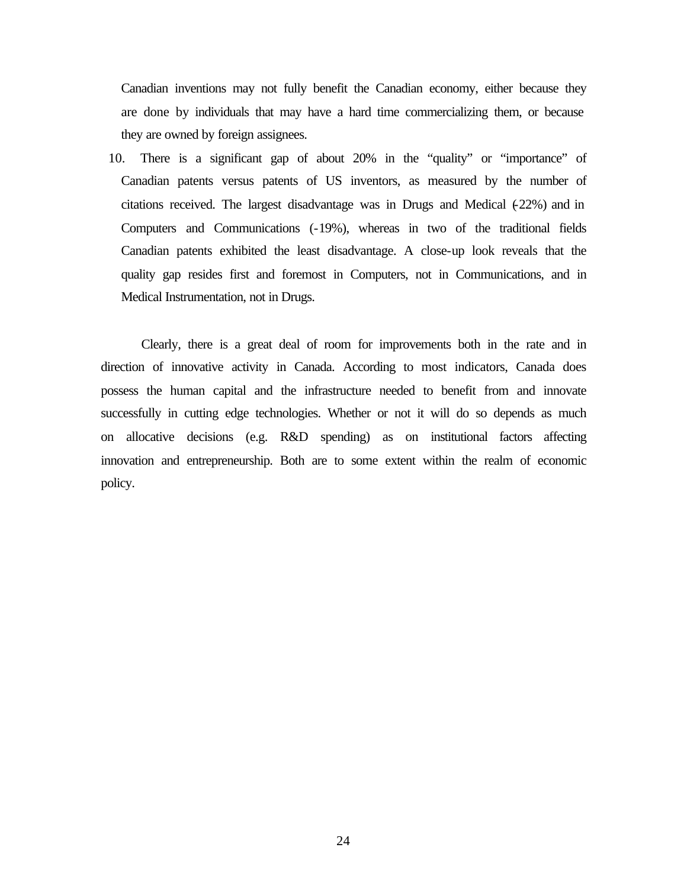Canadian inventions may not fully benefit the Canadian economy, either because they are done by individuals that may have a hard time commercializing them, or because they are owned by foreign assignees.

10. There is a significant gap of about 20% in the "quality" or "importance" of Canadian patents versus patents of US inventors, as measured by the number of citations received. The largest disadvantage was in Drugs and Medical (-22%) and in Computers and Communications (-19%), whereas in two of the traditional fields Canadian patents exhibited the least disadvantage. A close-up look reveals that the quality gap resides first and foremost in Computers, not in Communications, and in Medical Instrumentation, not in Drugs.

Clearly, there is a great deal of room for improvements both in the rate and in direction of innovative activity in Canada. According to most indicators, Canada does possess the human capital and the infrastructure needed to benefit from and innovate successfully in cutting edge technologies. Whether or not it will do so depends as much on allocative decisions (e.g. R&D spending) as on institutional factors affecting innovation and entrepreneurship. Both are to some extent within the realm of economic policy.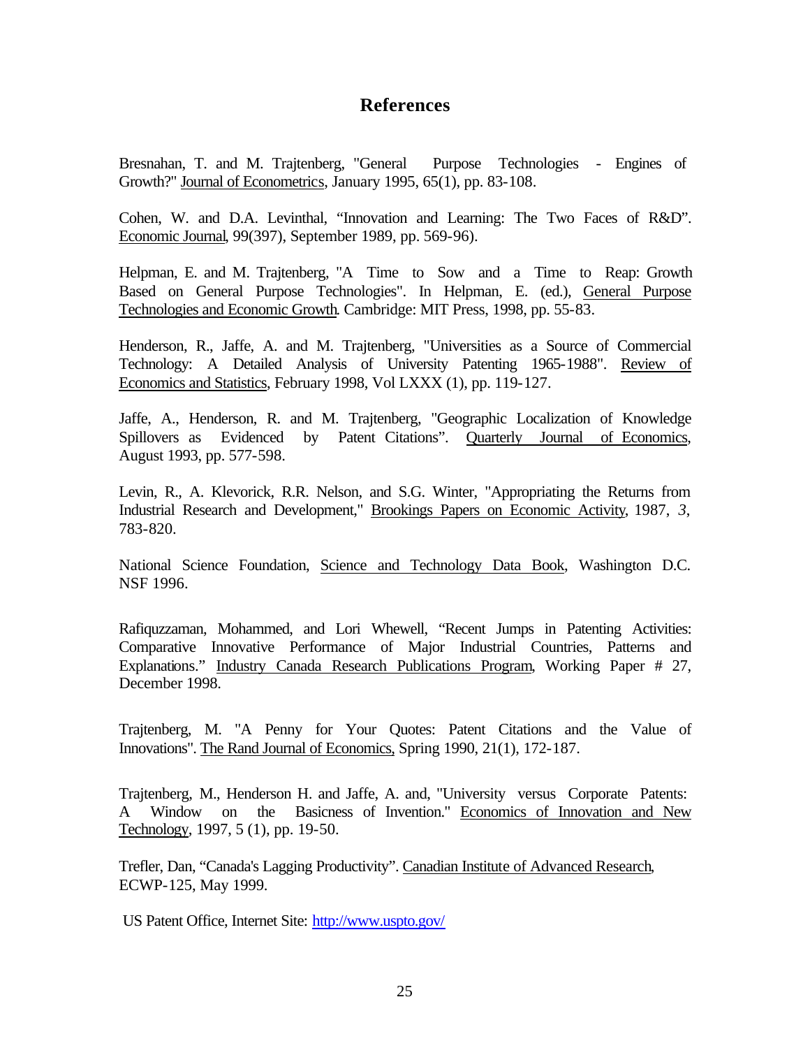# References

Bresnahan, T. and M. Trajtenberg, "General Purpose Technologies - Engines of Growth?" Journal of Econometrics, January 1995, 65(1), pp. 83-108.

Cohen, W. and D.A. Levinthal, "Innovation and Learning: The Two Faces of R&D". Economic Journal, 99(397), September 1989, pp. 569-96).

Helpman, E. and M. Trajtenberg, "A Time to Sow and a Time to Reap: Growth Based on General Purpose Technologies". In Helpman, E. (ed.), General Purpose Technologies and Economic Growth. Cambridge: MIT Press, 1998, pp. 55-83.

Henderson, R., Jaffe, A. and M. Trajtenberg, "Universities as a Source of Commercial Technology: A Detailed Analysis of University Patenting 1965-1988". Review of Economics and Statistics, February 1998, Vol LXXX (1), pp. 119-127.

Jaffe, A., Henderson, R. and M. Trajtenberg, "Geographic Localization of Knowledge Spillovers as Evidenced by Patent Citations". Quarterly Journal of Economics, August 1993, pp. 577-598.

Levin, R., A. Klevorick, R.R. Nelson, and S.G. Winter, "Appropriating the Returns from Industrial Research and Development," Brookings Papers on Economic Activity, 1987, *3*, 783-820.

National Science Foundation, Science and Technology Data Book, Washington D.C. NSF 1996.

Rafiquzzaman, Mohammed, and Lori Whewell, "Recent Jumps in Patenting Activities: Comparative Innovative Performance of Major Industrial Countries, Patterns and Explanations." Industry Canada Research Publications Program, Working Paper # 27, December 1998.

Trajtenberg, M. "A Penny for Your Quotes: Patent Citations and the Value of Innovations". The Rand Journal of Economics, Spring 1990, 21(1), 172-187.

Trajtenberg, M., Henderson H. and Jaffe, A. and, "University versus Corporate Patents: A Window on the Basicness of Invention." Economics of Innovation and New Technology, 1997, 5 (1), pp. 19-50.

Trefler, Dan, "Canada's Lagging Productivity". Canadian Institute of Advanced Research, ECWP-125, May 1999.

US Patent Office, Internet Site: http://www.uspto.gov/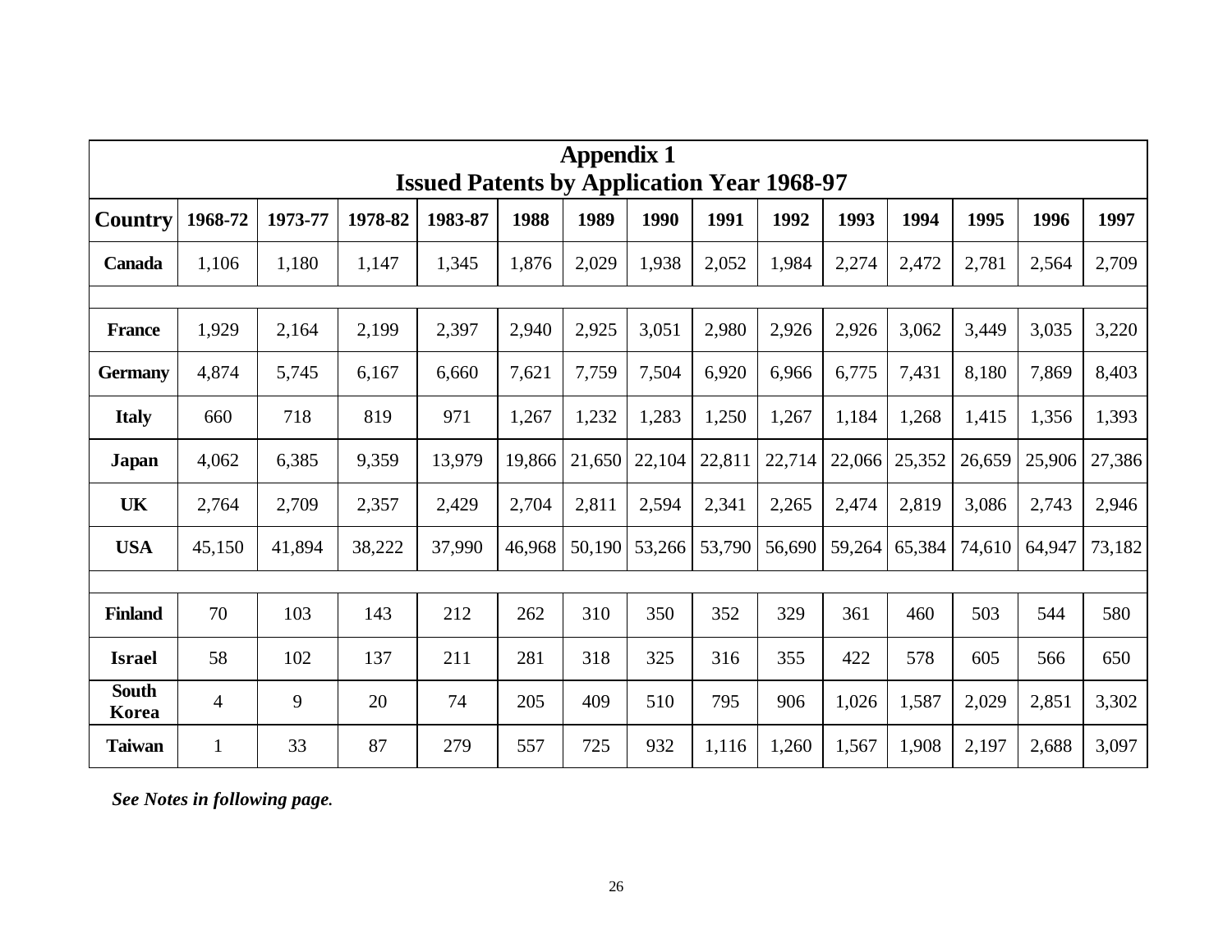## Appendix 1
## Issued Patents by Application Year 1968-97

| Country | 1968-72 | 1973-77 | 1978-82 | 1983-87 | 1988 | 1989 | 1990 | 1991 | 1992 | 1993 | 1994 | 1995 | 1996 | 1997 |
|---|---|---|---|---|---|---|---|---|---|---|---|---|---|---|
| **Canada** | 1,106 | 1,180 | 1,147 | 1,345 | 1,876 | 2,029 | 1,938 | 2,052 | 1,984 | 2,274 | 2,472 | 2,781 | 2,564 | 2,709 |
| | | | | | | | | | | | | | | |
| **France** | 1,929 | 2,164 | 2,199 | 2,397 | 2,940 | 2,925 | 3,051 | 2,980 | 2,926 | 2,926 | 3,062 | 3,449 | 3,035 | 3,220 |
| **Germany** | 4,874 | 5,745 | 6,167 | 6,660 | 7,621 | 7,759 | 7,504 | 6,920 | 6,966 | 6,775 | 7,431 | 8,180 | 7,869 | 8,403 |
| **Italy** | 660 | 718 | 819 | 971 | 1,267 | 1,232 | 1,283 | 1,250 | 1,267 | 1,184 | 1,268 | 1,415 | 1,356 | 1,393 |
| **Japan** | 4,062 | 6,385 | 9,359 | 13,979 | 19,866 | 21,650 | 22,104 | 22,811 | 22,714 | 22,066 | 25,352 | 26,659 | 25,906 | 27,386 |
| **UK** | 2,764 | 2,709 | 2,357 | 2,429 | 2,704 | 2,811 | 2,594 | 2,341 | 2,265 | 2,474 | 2,819 | 3,086 | 2,743 | 2,946 |
| **USA** | 45,150 | 41,894 | 38,222 | 37,990 | 46,968 | 50,190 | 53,266 | 53,790 | 56,690 | 59,264 | 65,384 | 74,610 | 64,947 | 73,182 |
| | | | | | | | | | | | | | | |
| **Finland** | 70 | 103 | 143 | 212 | 262 | 310 | 350 | 352 | 329 | 361 | 460 | 503 | 544 | 580 |
| **Israel** | 58 | 102 | 137 | 211 | 281 | 318 | 325 | 316 | 355 | 422 | 578 | 605 | 566 | 650 |
| **South Korea** | 4 | 9 | 20 | 74 | 205 | 409 | 510 | 795 | 906 | 1,026 | 1,587 | 2,029 | 2,851 | 3,302 |
| **Taiwan** | 1 | 33 | 87 | 279 | 557 | 725 | 932 | 1,116 | 1,260 | 1,567 | 1,908 | 2,197 | 2,688 | 3,097 |

***See Notes in following page.***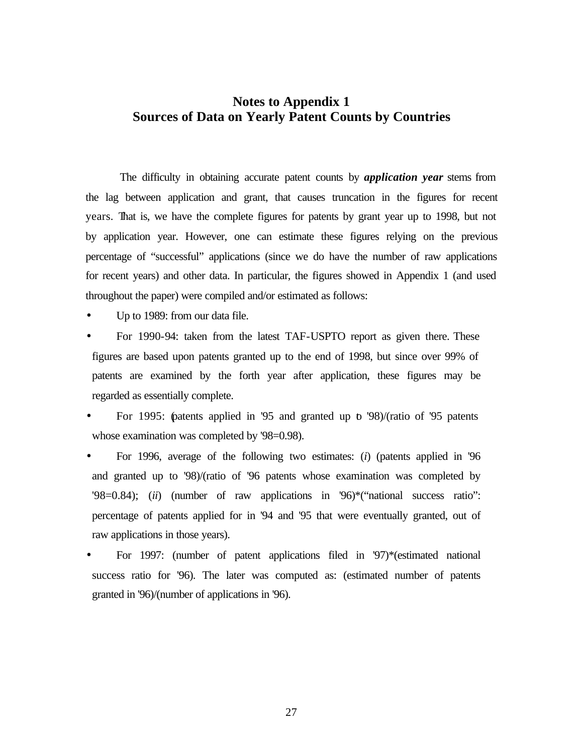## Notes to Appendix 1
## Sources of Data on Yearly Patent Counts by Countries

The difficulty in obtaining accurate patent counts by ***application year*** stems from the lag between application and grant, that causes truncation in the figures for recent years. That is, we have the complete figures for patents by grant year up to 1998, but not by application year. However, one can estimate these figures relying on the previous percentage of "successful" applications (since we do have the number of raw applications for recent years) and other data. In particular, the figures showed in Appendix 1 (and used throughout the paper) were compiled and/or estimated as follows:

- Up to 1989: from our data file.
- For 1990-94: taken from the latest TAF-USPTO report as given there. These figures are based upon patents granted up to the end of 1998, but since over 99% of patents are examined by the forth year after application, these figures may be regarded as essentially complete.
- For 1995: (patents applied in '95 and granted up to '98)/(ratio of '95 patents whose examination was completed by '98=0.98).
- For 1996, average of the following two estimates: (*i*) (patents applied in '96 and granted up to '98)/(ratio of '96 patents whose examination was completed by '98=0.84); (*ii*) (number of raw applications in '96)*("national success ratio": percentage of patents applied for in '94 and '95 that were eventually granted, out of raw applications in those years).
- For 1997: (number of patent applications filed in '97)*(estimated national success ratio for '96). The later was computed as: (estimated number of patents granted in '96)/(number of applications in '96).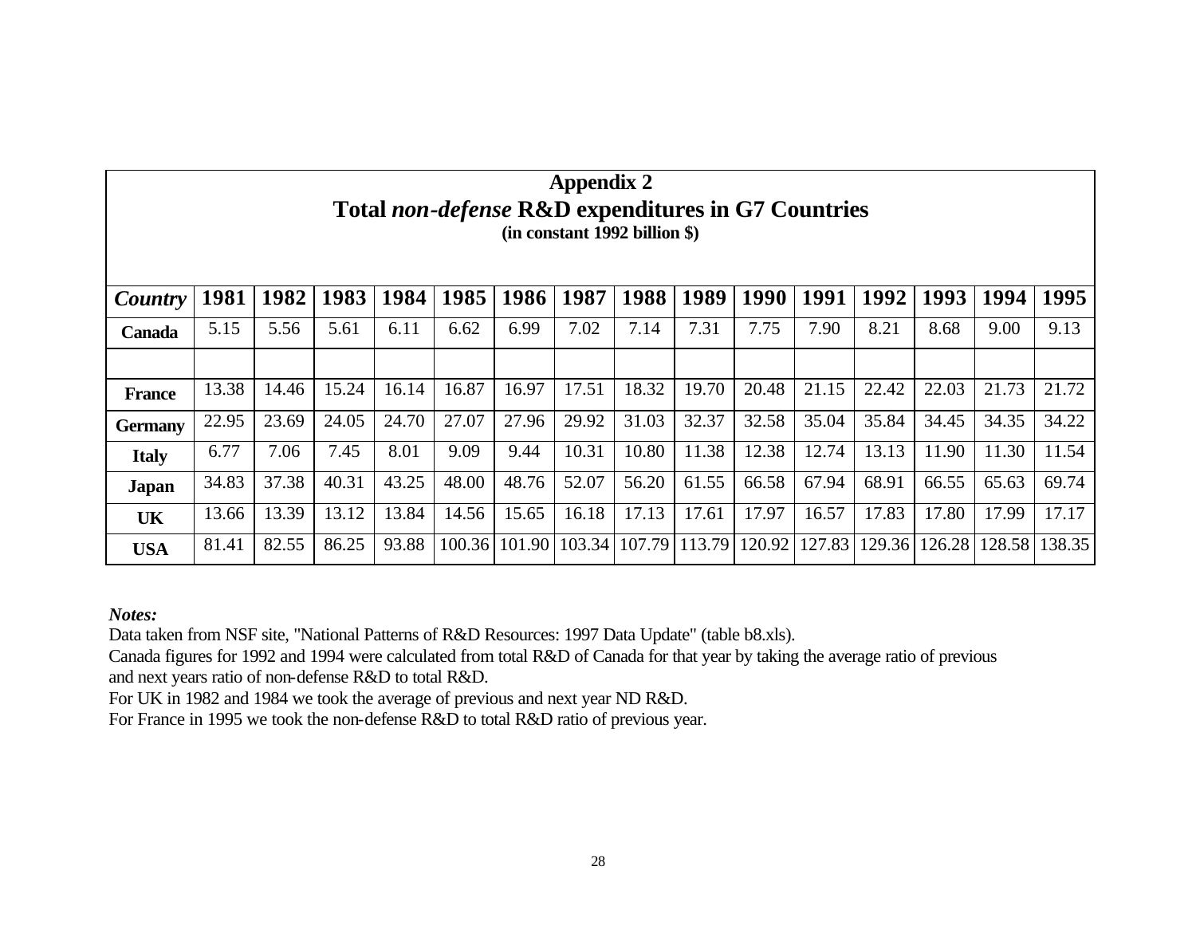## Appendix 2
## Total *non-defense* R&D expenditures in G7 Countries
**(in constant 1992 billion $)**

| *Country* | 1981 | 1982 | 1983 | 1984 | 1985 | 1986 | 1987 | 1988 | 1989 | 1990 | 1991 | 1992 | 1993 | 1994 | 1995 |
|---|---|---|---|---|---|---|---|---|---|---|---|---|---|---|---|
| **Canada** | 5.15 | 5.56 | 5.61 | 6.11 | 6.62 | 6.99 | 7.02 | 7.14 | 7.31 | 7.75 | 7.90 | 8.21 | 8.68 | 9.00 | 9.13 |
| | | | | | | | | | | | | | | | |
| **France** | 13.38 | 14.46 | 15.24 | 16.14 | 16.87 | 16.97 | 17.51 | 18.32 | 19.70 | 20.48 | 21.15 | 22.42 | 22.03 | 21.73 | 21.72 |
| **Germany** | 22.95 | 23.69 | 24.05 | 24.70 | 27.07 | 27.96 | 29.92 | 31.03 | 32.37 | 32.58 | 35.04 | 35.84 | 34.45 | 34.35 | 34.22 |
| **Italy** | 6.77 | 7.06 | 7.45 | 8.01 | 9.09 | 9.44 | 10.31 | 10.80 | 11.38 | 12.38 | 12.74 | 13.13 | 11.90 | 11.30 | 11.54 |
| **Japan** | 34.83 | 37.38 | 40.31 | 43.25 | 48.00 | 48.76 | 52.07 | 56.20 | 61.55 | 66.58 | 67.94 | 68.91 | 66.55 | 65.63 | 69.74 |
| **UK** | 13.66 | 13.39 | 13.12 | 13.84 | 14.56 | 15.65 | 16.18 | 17.13 | 17.61 | 17.97 | 16.57 | 17.83 | 17.80 | 17.99 | 17.17 |
| **USA** | 81.41 | 82.55 | 86.25 | 93.88 | 100.36 | 101.90 | 103.34 | 107.79 | 113.79 | 120.92 | 127.83 | 129.36 | 126.28 | 128.58 | 138.35 |

***Notes:***

Data taken from NSF site, "National Patterns of R&D Resources: 1997 Data Update" (table b8.xls).

Canada figures for 1992 and 1994 were calculated from total R&D of Canada for that year by taking the average ratio of previous and next years ratio of non-defense R&D to total R&D.

For UK in 1982 and 1984 we took the average of previous and next year ND R&D.

For France in 1995 we took the non-defense R&D to total R&D ratio of previous year.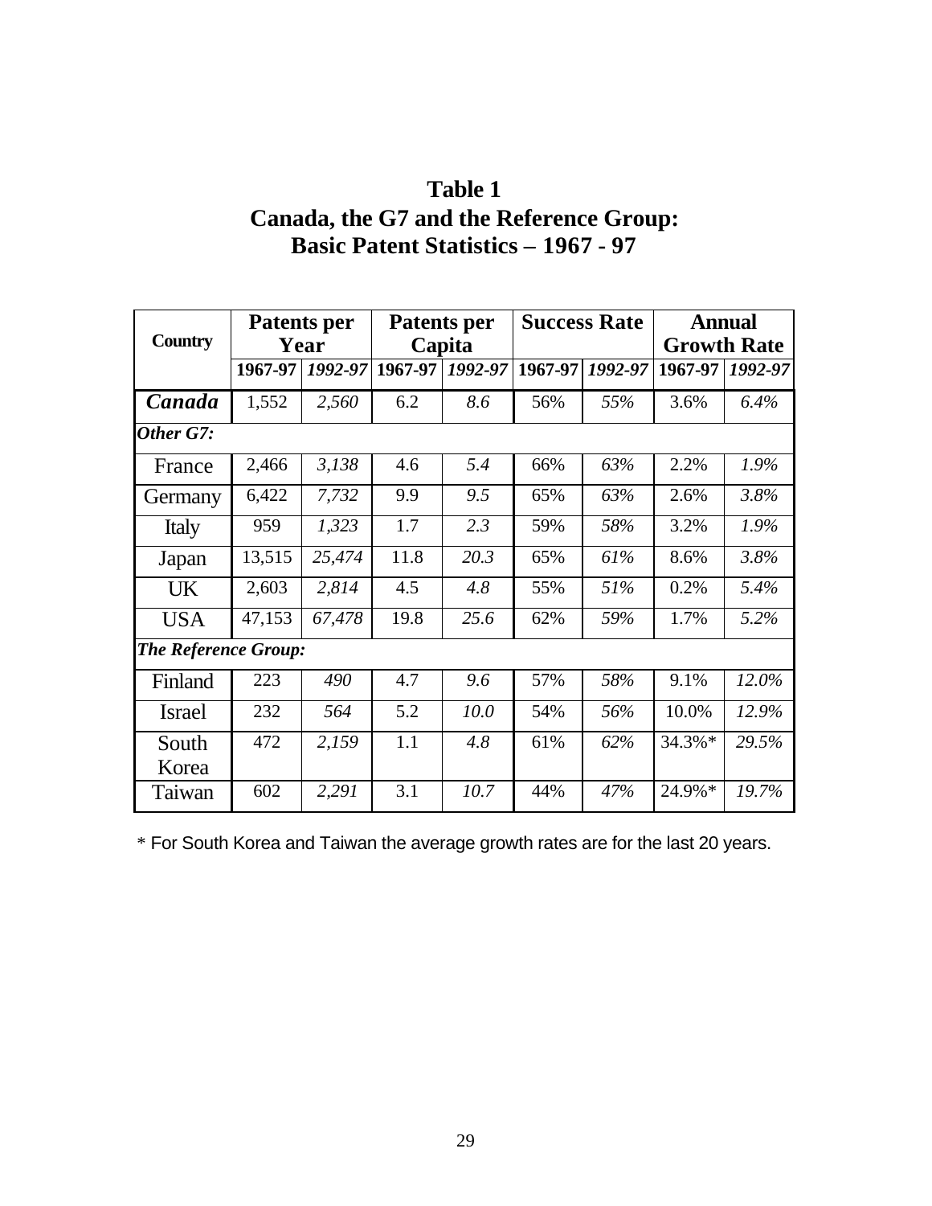**Table 1**
**Canada, the G7 and the Reference Group:**
**Basic Patent Statistics – 1967 - 97**

| Country | Patents per Year | | Patents per Capita | | Success Rate | | Annual Growth Rate | |
|---|---|---|---|---|---|---|---|---|
| | 1967-97 | *1992-97* | 1967-97 | *1992-97* | 1967-97 | *1992-97* | 1967-97 | *1992-97* |
| ***Canada*** | 1,552 | *2,560* | 6.2 | *8.6* | 56% | *55%* | 3.6% | *6.4%* |
| ***Other G7:*** | | | | | | | | |
| France | 2,466 | *3,138* | 4.6 | *5.4* | 66% | *63%* | 2.2% | *1.9%* |
| Germany | 6,422 | *7,732* | 9.9 | *9.5* | 65% | *63%* | 2.6% | *3.8%* |
| Italy | 959 | *1,323* | 1.7 | *2.3* | 59% | *58%* | 3.2% | *1.9%* |
| Japan | 13,515 | *25,474* | 11.8 | *20.3* | 65% | *61%* | 8.6% | *3.8%* |
| UK | 2,603 | *2,814* | 4.5 | *4.8* | 55% | *51%* | 0.2% | *5.4%* |
| USA | 47,153 | *67,478* | 19.8 | *25.6* | 62% | *59%* | 1.7% | *5.2%* |
| ***The Reference Group:*** | | | | | | | | |
| Finland | 223 | *490* | 4.7 | *9.6* | 57% | *58%* | 9.1% | *12.0%* |
| Israel | 232 | *564* | 5.2 | *10.0* | 54% | *56%* | 10.0% | *12.9%* |
| South Korea | 472 | *2,159* | 1.1 | *4.8* | 61% | *62%* | 34.3%* | *29.5%* |
| Taiwan | 602 | *2,291* | 3.1 | *10.7* | 44% | *47%* | 24.9%* | *19.7%* |

* For South Korea and Taiwan the average growth rates are for the last 20 years.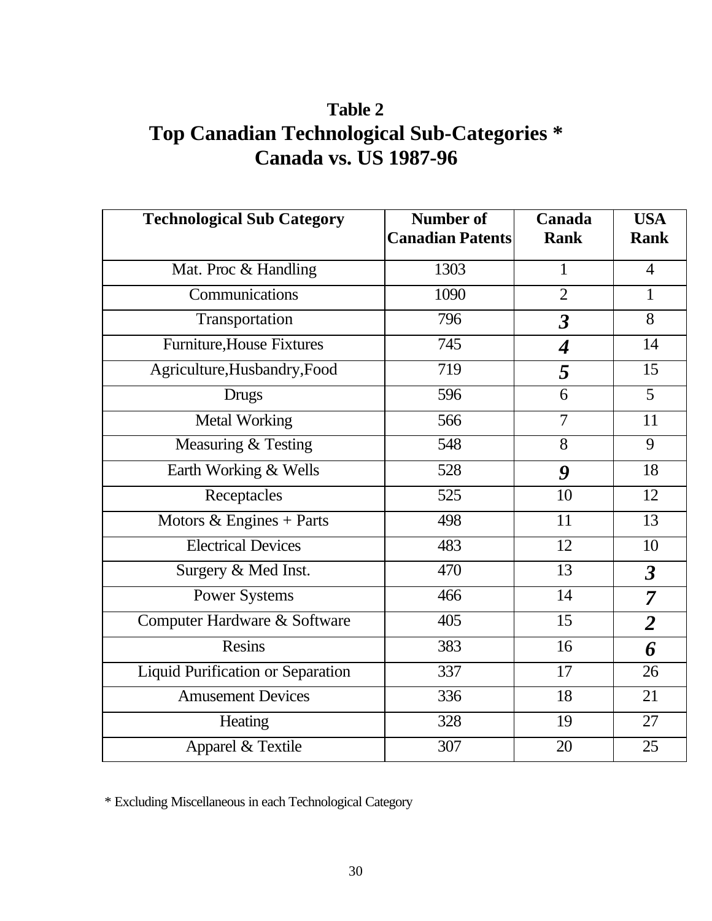# Table 2
## Top Canadian Technological Sub-Categories *
## Canada vs. US 1987-96

| Technological Sub Category | Number of Canadian Patents | Canada Rank | USA Rank |
|---|---|---|---|
| Mat. Proc & Handling | 1303 | 1 | 4 |
| Communications | 1090 | 2 | 1 |
| Transportation | 796 | ***3*** | 8 |
| Furniture,House Fixtures | 745 | ***4*** | 14 |
| Agriculture,Husbandry,Food | 719 | ***5*** | 15 |
| Drugs | 596 | 6 | 5 |
| Metal Working | 566 | 7 | 11 |
| Measuring & Testing | 548 | 8 | 9 |
| Earth Working & Wells | 528 | ***9*** | 18 |
| Receptacles | 525 | 10 | 12 |
| Motors & Engines + Parts | 498 | 11 | 13 |
| Electrical Devices | 483 | 12 | 10 |
| Surgery & Med Inst. | 470 | 13 | ***3*** |
| Power Systems | 466 | 14 | ***7*** |
| Computer Hardware & Software | 405 | 15 | ***2*** |
| Resins | 383 | 16 | ***6*** |
| Liquid Purification or Separation | 337 | 17 | 26 |
| Amusement Devices | 336 | 18 | 21 |
| Heating | 328 | 19 | 27 |
| Apparel & Textile | 307 | 20 | 25 |

\* Excluding Miscellaneous in each Technological Category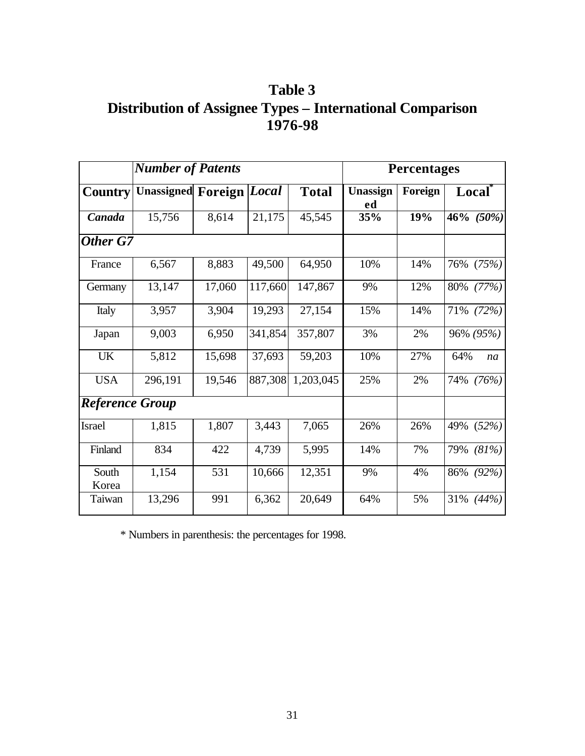# Table 3
# Distribution of Assignee Types – International Comparison 1976-98

| | *Number of Patents* | | | | **Percentages** | | |
|---|---|---|---|---|---|---|---|
| **Country** | **Unassigned** | **Foreign** | ***Local*** | **Total** | **Unassigned** | **Foreign** | **Local*** |
| ***Canada*** | 15,756 | 8,614 | 21,175 | 45,545 | **35%** | **19%** | **46% *(50%)*** |
| ***Other G7*** | | | | | | | |
| France | 6,567 | 8,883 | 49,500 | 64,950 | 10% | 14% | 76% *(75%)* |
| Germany | 13,147 | 17,060 | 117,660 | 147,867 | 9% | 12% | 80% *(77%)* |
| Italy | 3,957 | 3,904 | 19,293 | 27,154 | 15% | 14% | 71% *(72%)* |
| Japan | 9,003 | 6,950 | 341,854 | 357,807 | 3% | 2% | 96% *(95%)* |
| UK | 5,812 | 15,698 | 37,693 | 59,203 | 10% | 27% | 64% *na* |
| USA | 296,191 | 19,546 | 887,308 | 1,203,045 | 25% | 2% | 74% *(76%)* |
| ***Reference Group*** | | | | | | | |
| Israel | 1,815 | 1,807 | 3,443 | 7,065 | 26% | 26% | 49% *(52%)* |
| Finland | 834 | 422 | 4,739 | 5,995 | 14% | 7% | 79% *(81%)* |
| South Korea | 1,154 | 531 | 10,666 | 12,351 | 9% | 4% | 86% *(92%)* |
| Taiwan | 13,296 | 991 | 6,362 | 20,649 | 64% | 5% | 31% *(44%)* |

* Numbers in parenthesis: the percentages for 1998.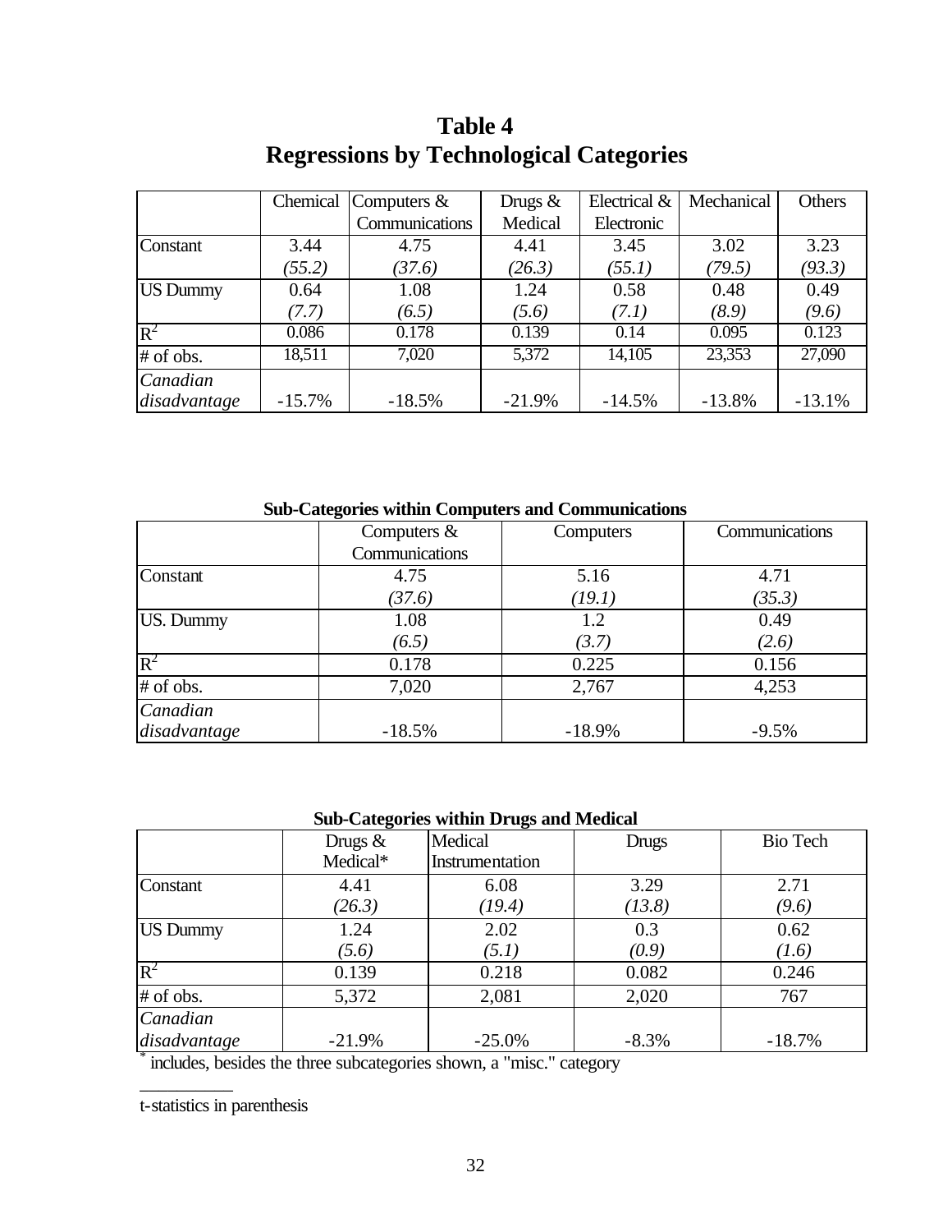# Table 4
# Regressions by Technological Categories

| | Chemical | Computers & Communications | Drugs & Medical | Electrical & Electronic | Mechanical | Others |
|---|---|---|---|---|---|---|
| Constant | 3.44 | 4.75 | 4.41 | 3.45 | 3.02 | 3.23 |
| | *(55.2)* | *(37.6)* | *(26.3)* | *(55.1)* | *(79.5)* | *(93.3)* |
| US Dummy | 0.64 | 1.08 | 1.24 | 0.58 | 0.48 | 0.49 |
| | *(7.7)* | *(6.5)* | *(5.6)* | *(7.1)* | *(8.9)* | *(9.6)* |
| $R^2$ | 0.086 | 0.178 | 0.139 | 0.14 | 0.095 | 0.123 |
| # of obs. | 18,511 | 7,020 | 5,372 | 14,105 | 23,353 | 27,090 |
| *Canadian disadvantage* | -15.7% | -18.5% | -21.9% | -14.5% | -13.8% | -13.1% |

**Sub-Categories within Computers and Communications**

| | Computers & Communications | Computers | Communications |
|---|---|---|---|
| Constant | 4.75 | 5.16 | 4.71 |
| | *(37.6)* | *(19.1)* | *(35.3)* |
| US. Dummy | 1.08 | 1.2 | 0.49 |
| | *(6.5)* | *(3.7)* | *(2.6)* |
| $R^2$ | 0.178 | 0.225 | 0.156 |
| # of obs. | 7,020 | 2,767 | 4,253 |
| *Canadian disadvantage* | -18.5% | -18.9% | -9.5% |

**Sub-Categories within Drugs and Medical**

| | Drugs & Medical* | Medical Instrumentation | Drugs | Bio Tech |
|---|---|---|---|---|
| Constant | 4.41 | 6.08 | 3.29 | 2.71 |
| | *(26.3)* | *(19.4)* | *(13.8)* | *(9.6)* |
| US Dummy | 1.24 | 2.02 | 0.3 | 0.62 |
| | *(5.6)* | *(5.1)* | *(0.9)* | *(1.6)* |
| $R^2$ | 0.139 | 0.218 | 0.082 | 0.246 |
| # of obs. | 5,372 | 2,081 | 2,020 | 767 |
| *Canadian disadvantage* | -21.9% | -25.0% | -8.3% | -18.7% |

\* includes, besides the three subcategories shown, a "misc." category

t-statistics in parenthesis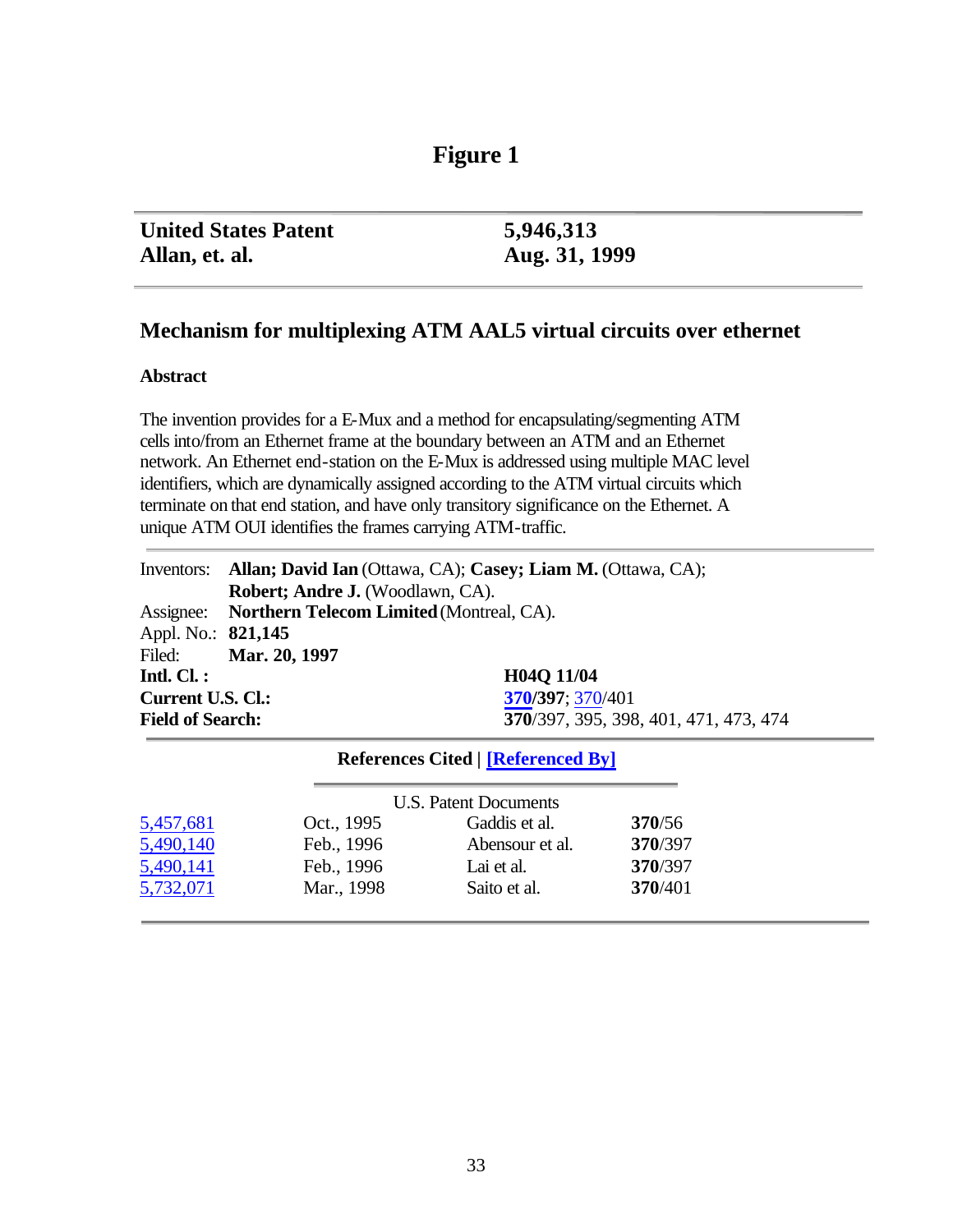# Figure 1

| **United States Patent** | **5,946,313** |
|---|---|
| **Allan, et. al.** | **Aug. 31, 1999** |

## Mechanism for multiplexing ATM AAL5 virtual circuits over ethernet

### Abstract

The invention provides for a E-Mux and a method for encapsulating/segmenting ATM cells into/from an Ethernet frame at the boundary between an ATM and an Ethernet network. An Ethernet end-station on the E-Mux is addressed using multiple MAC level identifiers, which are dynamically assigned according to the ATM virtual circuits which terminate on that end station, and have only transitory significance on the Ethernet. A unique ATM OUI identifies the frames carrying ATM-traffic.

Inventors: **Allan; David Ian** (Ottawa, CA); **Casey; Liam M.** (Ottawa, CA); **Robert; Andre J.** (Woodlawn, CA).
Assignee: **Northern Telecom Limited** (Montreal, CA).
Appl. No.: **821,145**
Filed: **Mar. 20, 1997**

| | |
|---|---|
| **Intl. Cl. :** | **H04Q 11/04** |
| **Current U.S. Cl.:** | **370/397**; 370/401 |
| **Field of Search:** | **370**/397, 395, 398, 401, 471, 473, 474 |

**References Cited | [Referenced By]**

U.S. Patent Documents

| | | | |
|---|---|---|---|
| 5,457,681 | Oct., 1995 | Gaddis et al. | **370**/56 |
| 5,490,140 | Feb., 1996 | Abensour et al. | **370**/397 |
| 5,490,141 | Feb., 1996 | Lai et al. | **370**/397 |
| 5,732,071 | Mar., 1998 | Saito et al. | **370**/401 |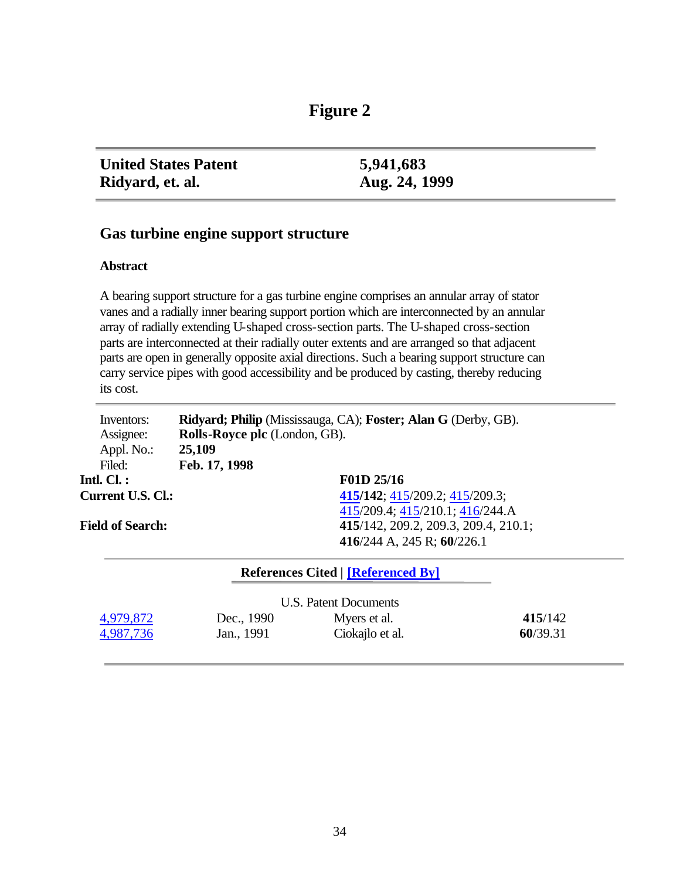# Figure 2

| **United States Patent** | **5,941,683** |
|---|---|
| **Ridyard, et. al.** | **Aug. 24, 1999** |

## Gas turbine engine support structure

### Abstract

A bearing support structure for a gas turbine engine comprises an annular array of stator vanes and a radially inner bearing support portion which are interconnected by an annular array of radially extending U-shaped cross-section parts. The U-shaped cross-section parts are interconnected at their radially outer extents and are arranged so that adjacent parts are open in generally opposite axial directions. Such a bearing support structure can carry service pipes with good accessibility and be produced by casting, thereby reducing its cost.

| | |
|---|---|
| Inventors: | **Ridyard; Philip** (Mississauga, CA); **Foster; Alan G** (Derby, GB). |
| Assignee: | **Rolls-Royce plc** (London, GB). |
| Appl. No.: | **25,109** |
| Filed: | **Feb. 17, 1998** |
| **Intl. Cl. :** | **F01D 25/16** |
| **Current U.S. Cl.:** | **415/142**; 415/209.2; 415/209.3; 415/209.4; 415/210.1; 416/244.A |
| **Field of Search:** | **415**/142, 209.2, 209.3, 209.4, 210.1; **416**/244 A, 245 R; **60**/226.1 |

**References Cited | [Referenced By]**

U.S. Patent Documents

| | | | |
|---|---|---|---|
| 4,979,872 | Dec., 1990 | Myers et al. | **415**/142 |
| 4,987,736 | Jan., 1991 | Ciokajlo et al. | **60**/39.31 |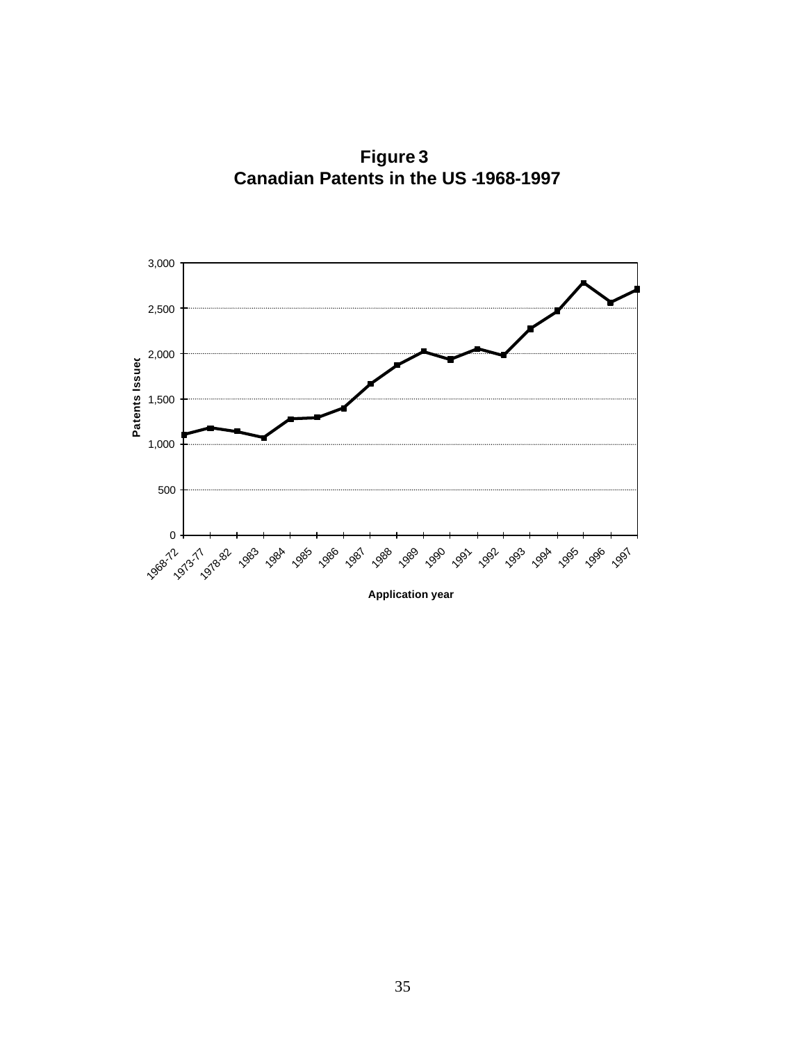**Figure 3**
**Canadian Patents in the US -1968-1997**

3,000

2,500

2,000

1,500

1,000

500

0

Patents Issued

1968-72 1973-77 1978-82 1983 1984 1985 1986 1987 1988 1989 1990 1991 1992 1993 1994 1995 1996 1997

Application year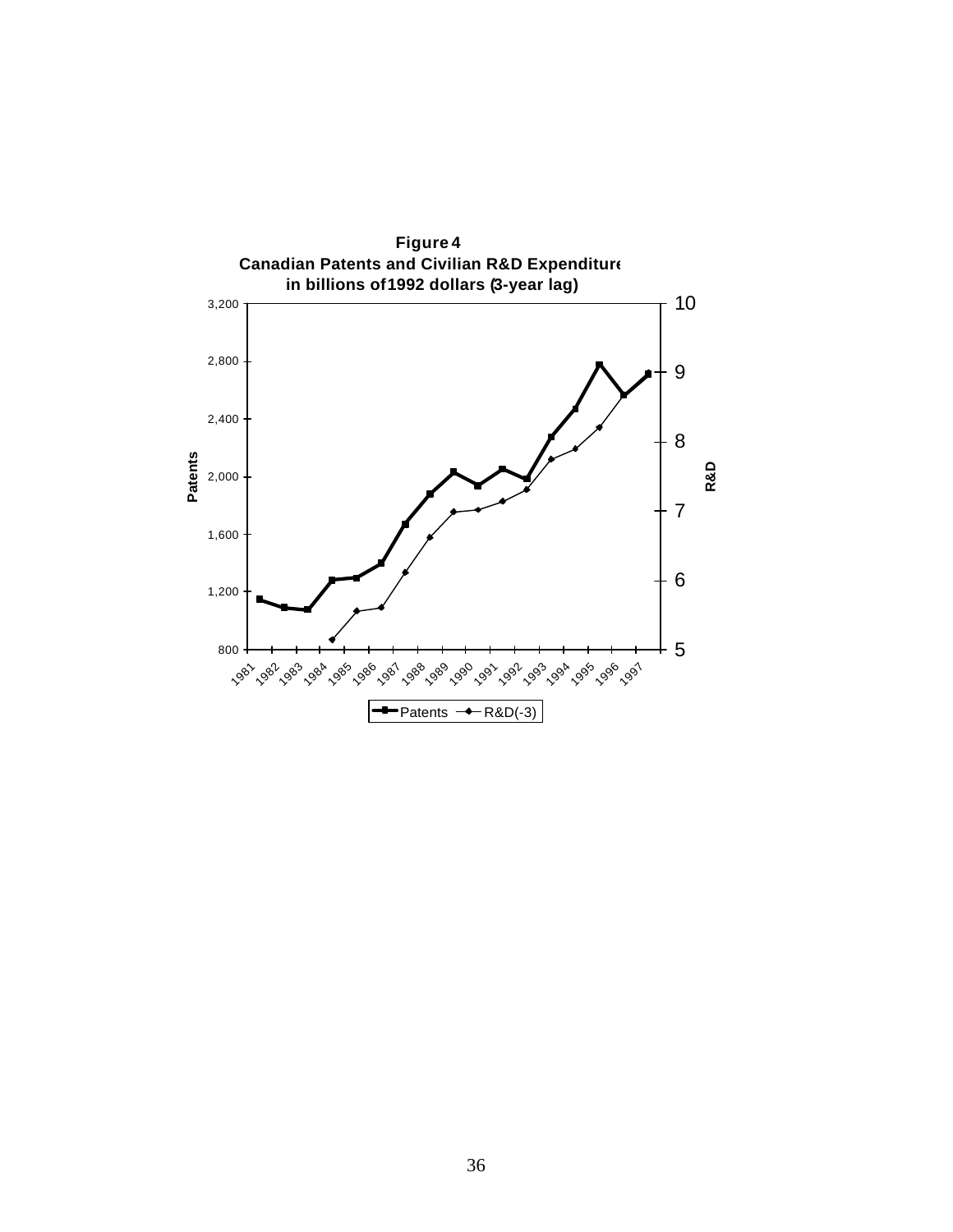**Figure 4**
**Canadian Patents and Civilian R&D Expenditure in billions of 1992 dollars (3-year lag)**

Patents

R&D

1981 1982 1983 1984 1985 1986 1987 1988 1989 1990 1991 1992 1993 1994 1995 1996 1997

Patents — R&D(-3)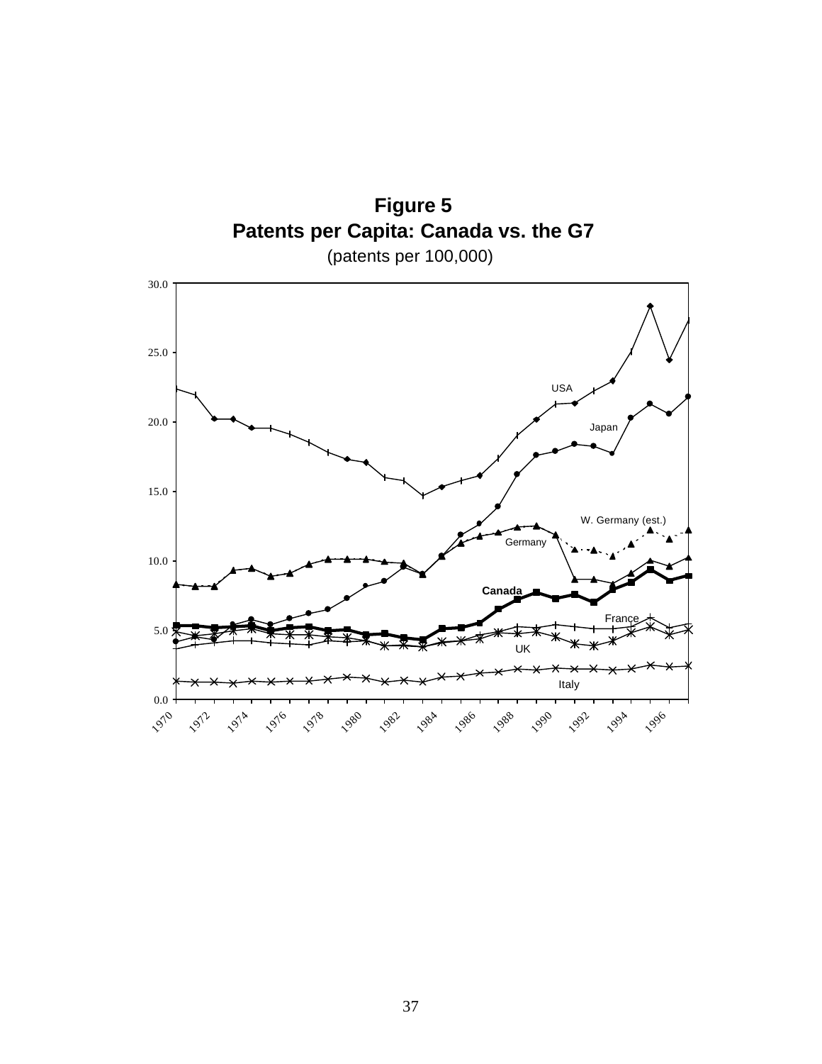**Figure 5**
**Patents per Capita: Canada vs. the G7**
(patents per 100,000)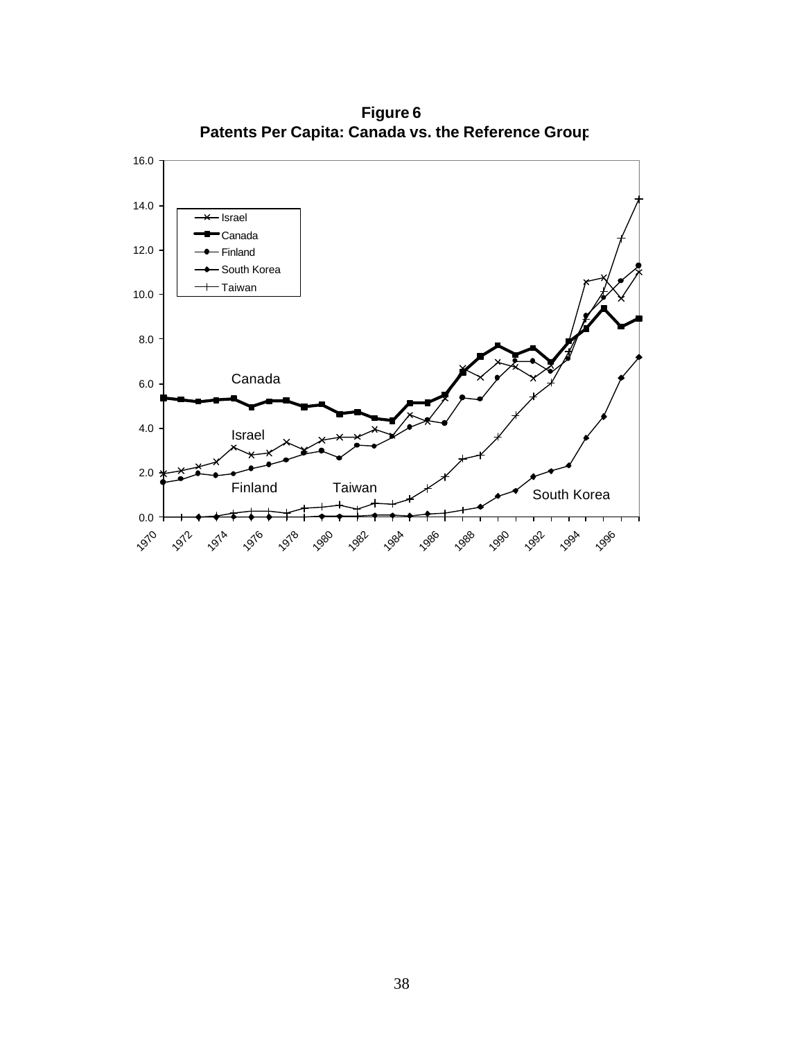**Figure 6**
**Patents Per Capita: Canada vs. the Reference Group**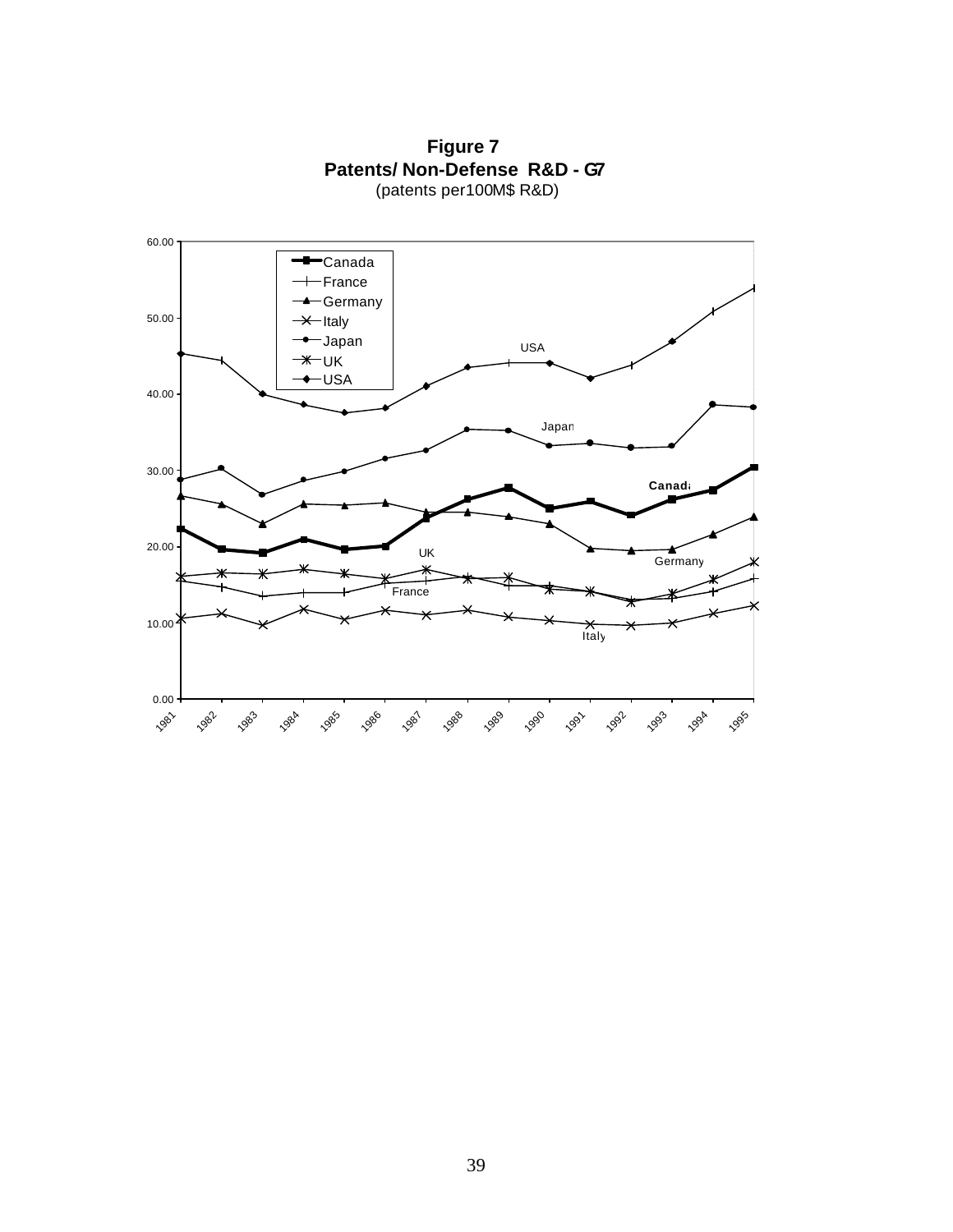**Figure 7**
**Patents/ Non-Defense R&D - G7**
(patents per100M$ R&D)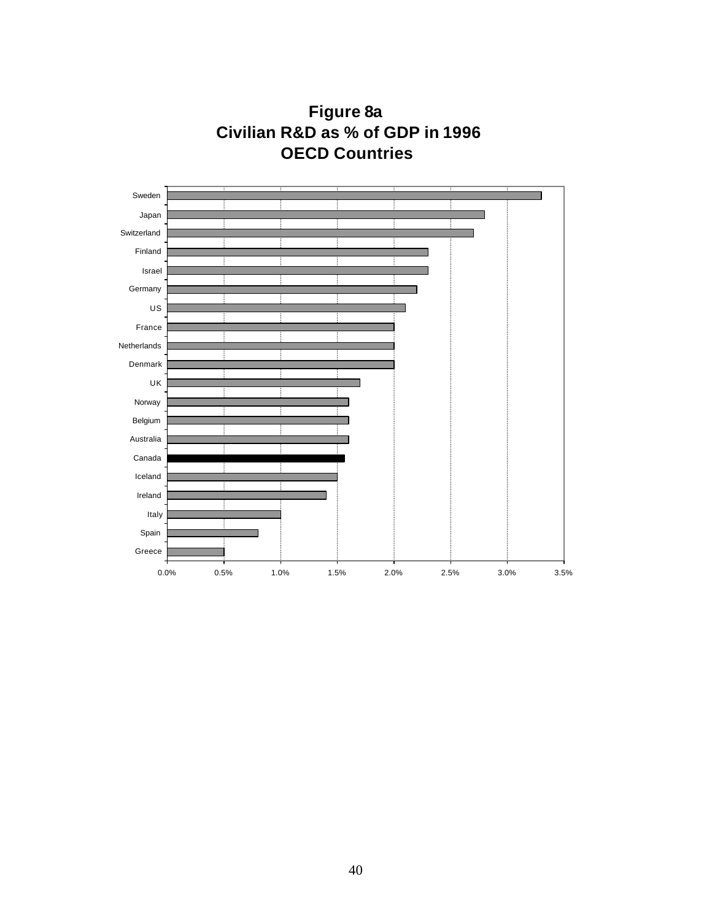**Figure 8a**
**Civilian R&D as % of GDP in 1996**
**OECD Countries**

| Country |
|---|
| Sweden |
| Japan |
| Switzerland |
| Finland |
| Israel |
| Germany |
| US |
| France |
| Netherlands |
| Denmark |
| UK |
| Norway |
| Belgium |
| Australia |
| Canada |
| Iceland |
| Ireland |
| Italy |
| Spain |
| Greece |

0.0% 0.5% 1.0% 1.5% 2.0% 2.5% 3.0% 3.5%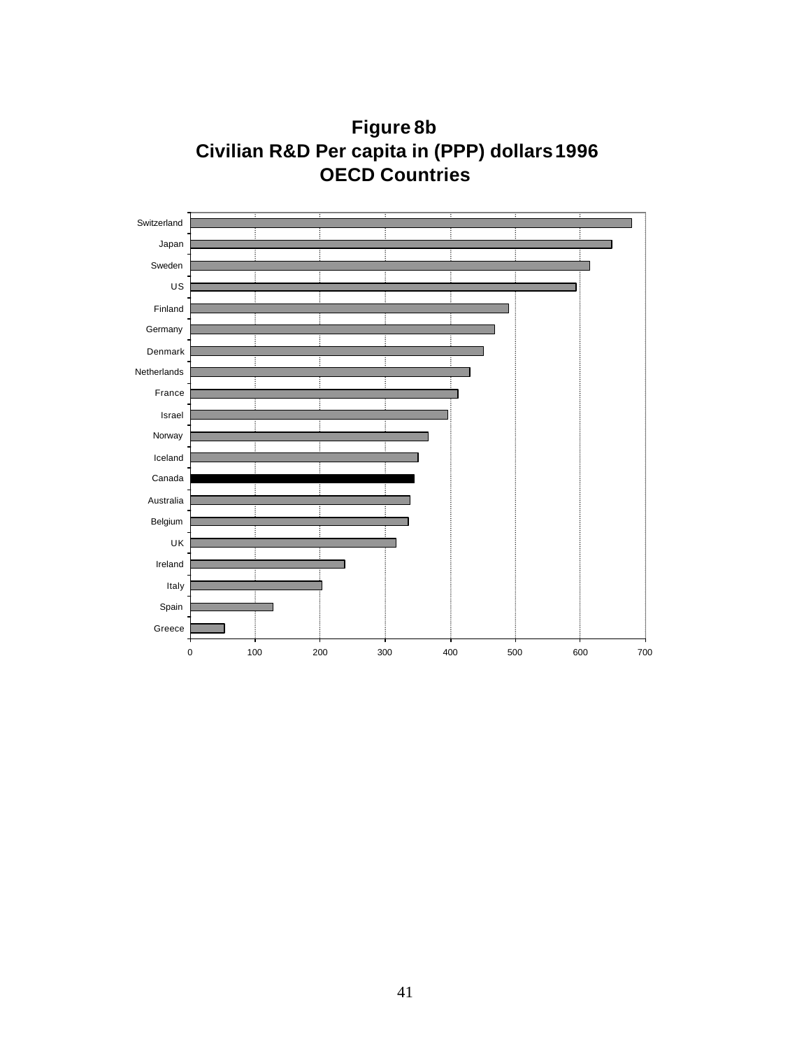**Figure 8b**
**Civilian R&D Per capita in (PPP) dollars 1996**
**OECD Countries**

Switzerland
Japan
Sweden
US
Finland
Germany
Denmark
Netherlands
France
Israel
Norway
Iceland
Canada
Australia
Belgium
UK
Ireland
Italy
Spain
Greece

0 100 200 300 400 500 600 700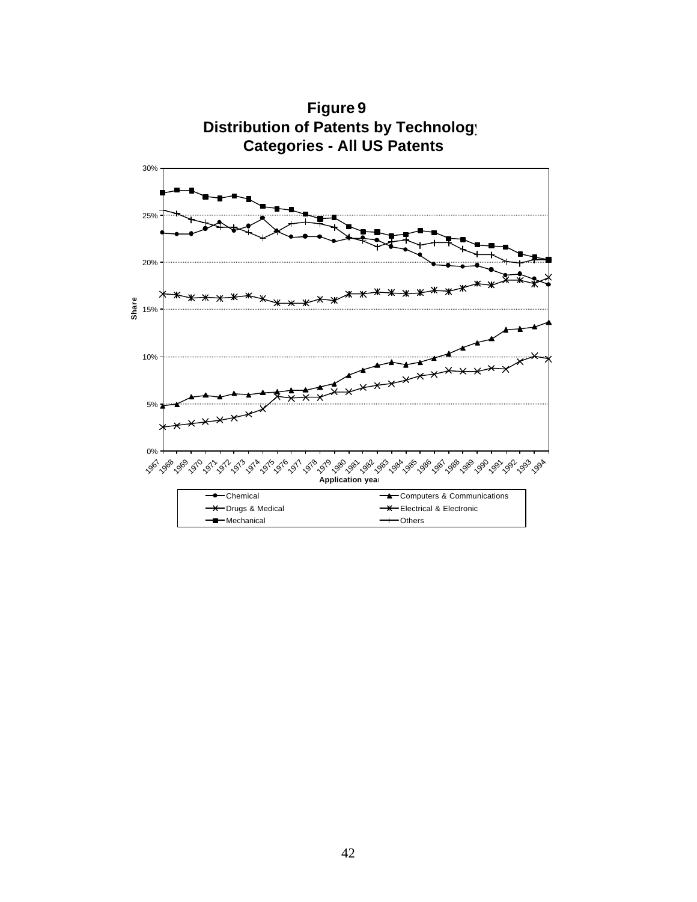**Figure 9**
**Distribution of Patents by Technology Categories - All US Patents**

Share

30%
25%
20%
15%
10%
5%
0%

1967 1968 1969 1970 1971 1972 1973 1974 1975 1976 1977 1978 1979 1980 1981 1982 1983 1984 1985 1986 1987 1988 1989 1990 1991 1992 1993 1994

Application year

Chemical | Computers & Communications | Drugs & Medical | Electrical & Electronic | Mechanical | Others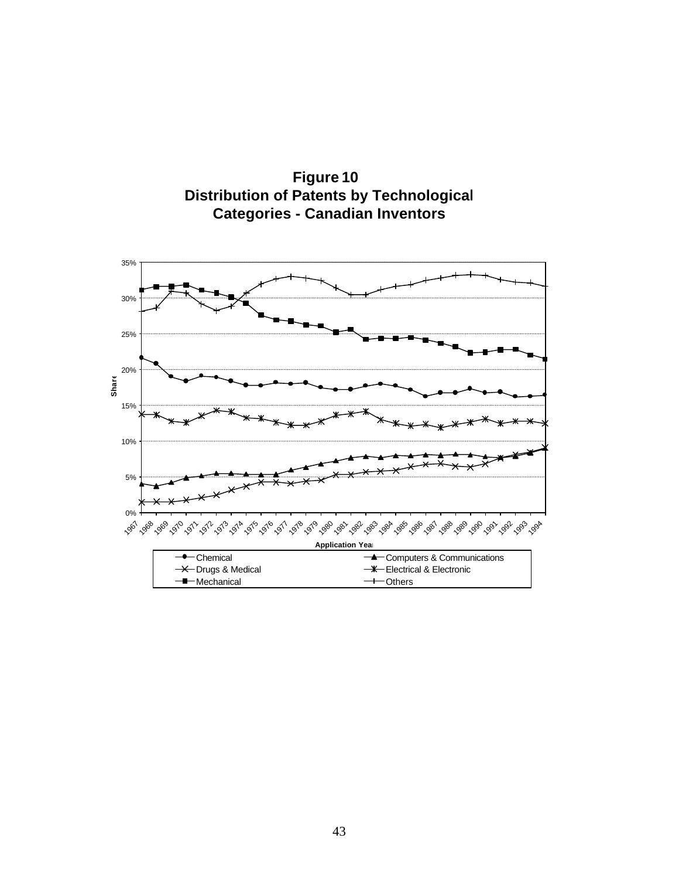**Figure 10**
**Distribution of Patents by Technological Categories - Canadian Inventors**

Share

35%
30%
25%
20%
15%
10%
5%
0%

1967 1968 1969 1970 1971 1972 1973 1974 1975 1976 1977 1978 1979 1980 1981 1982 1983 1984 1985 1986 1987 1988 1989 1990 1991 1992 1993 1994

Application Year

Chemical | Computers & Communications | Drugs & Medical | Electrical & Electronic | Mechanical | Others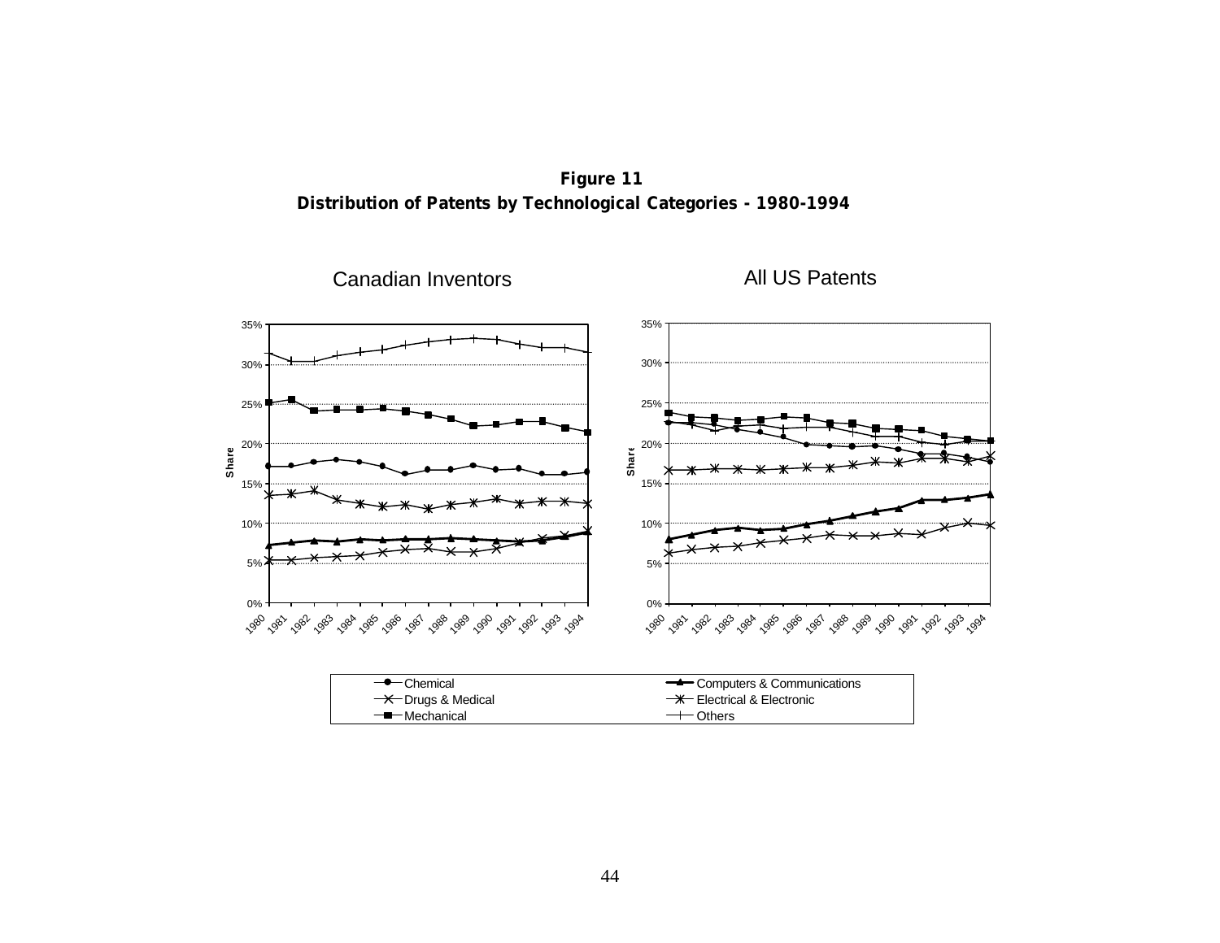**Figure 11**
**Distribution of Patents by Technological Categories - 1980-1994**

Canadian Inventors

All US Patents

Chemical
Computers & Communications
Drugs & Medical
Electrical & Electronic
Mechanical
Others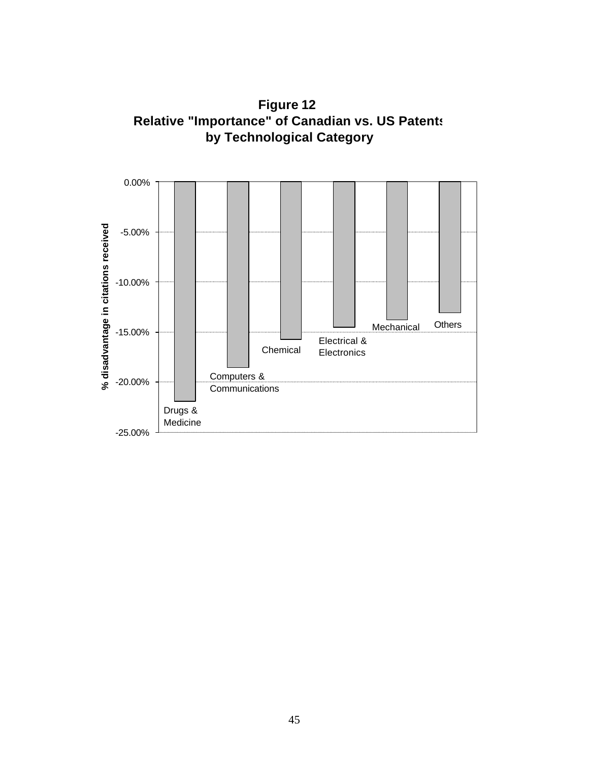**Figure 12**
**Relative "Importance" of Canadian vs. US Patents by Technological Category**

% disadvantage in citations received

| Category | % disadvantage in citations received |
| --- | --- |
| Drugs & Medicine | approx. -22% |
| Computers & Communications | approx. -18.5% |
| Chemical | approx. -15.7% |
| Electrical & Electronics | approx. -14.5% |
| Mechanical | approx. -13.8% |
| Others | approx. -13.1% |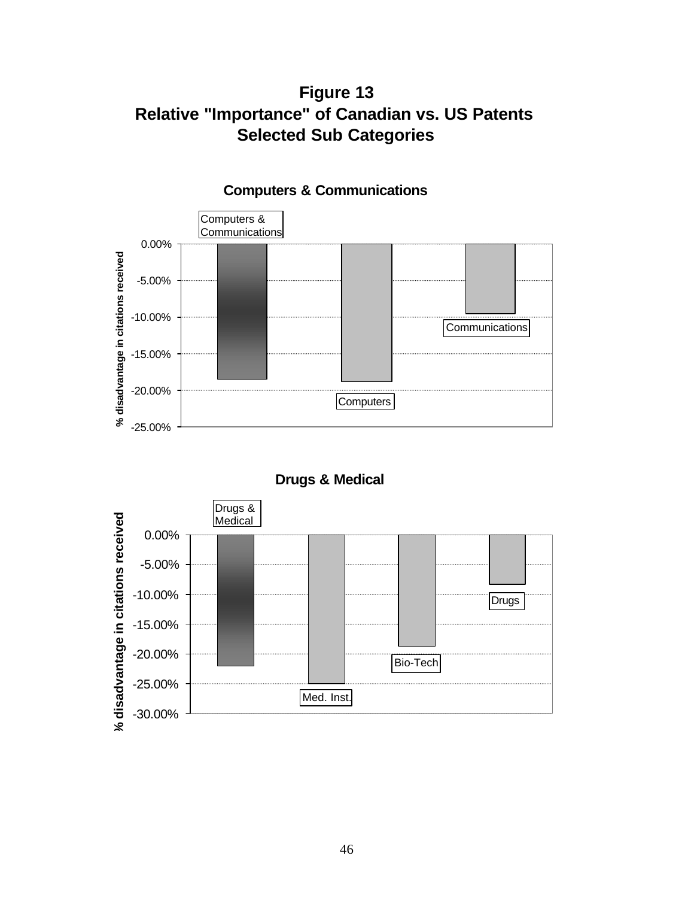# Figure 13
# Relative "Importance" of Canadian vs. US Patents
# Selected Sub Categories

**Computers & Communications**

% disadvantage in citations received

0.00%
-5.00%
-10.00%
-15.00%
-20.00%
-25.00%

Computers & Communications
Computers
Communications

**Drugs & Medical**

% disadvantage in citations received

0.00%
-5.00%
-10.00%
-15.00%
-20.00%
-25.00%
-30.00%

Drugs & Medical
Med. Inst.
Bio-Tech
Drugs